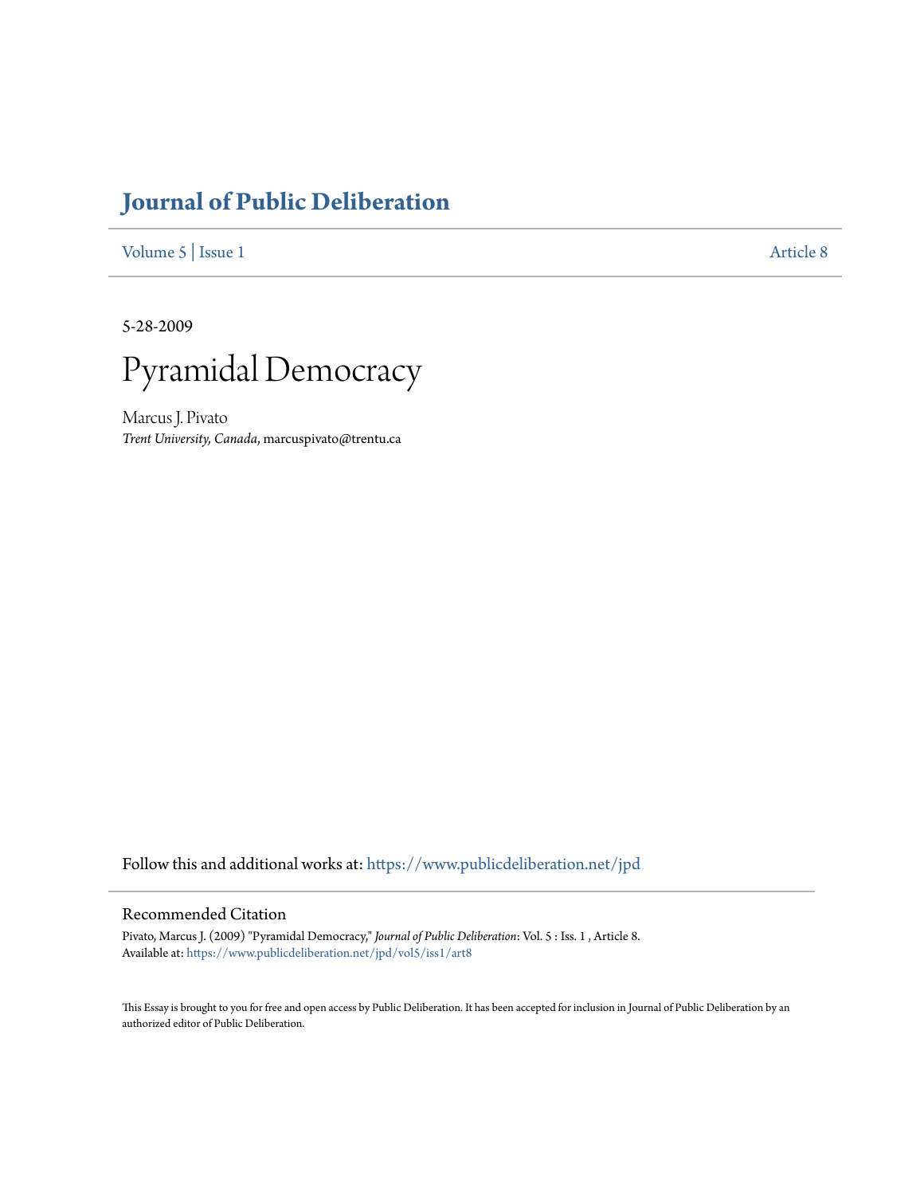# Journal of Public Deliberation

Volume 5 | Issue 1 Article 8

5-28-2009

# Pyramidal Democracy

Marcus J. Pivato
*Trent University, Canada*, marcuspivato@trentu.ca

Follow this and additional works at: https://www.publicdeliberation.net/jpd

## Recommended Citation

Pivato, Marcus J. (2009) "Pyramidal Democracy," *Journal of Public Deliberation*: Vol. 5 : Iss. 1 , Article 8.
Available at: https://www.publicdeliberation.net/jpd/vol5/iss1/art8

This Essay is brought to you for free and open access by Public Deliberation. It has been accepted for inclusion in Journal of Public Deliberation by an authorized editor of Public Deliberation.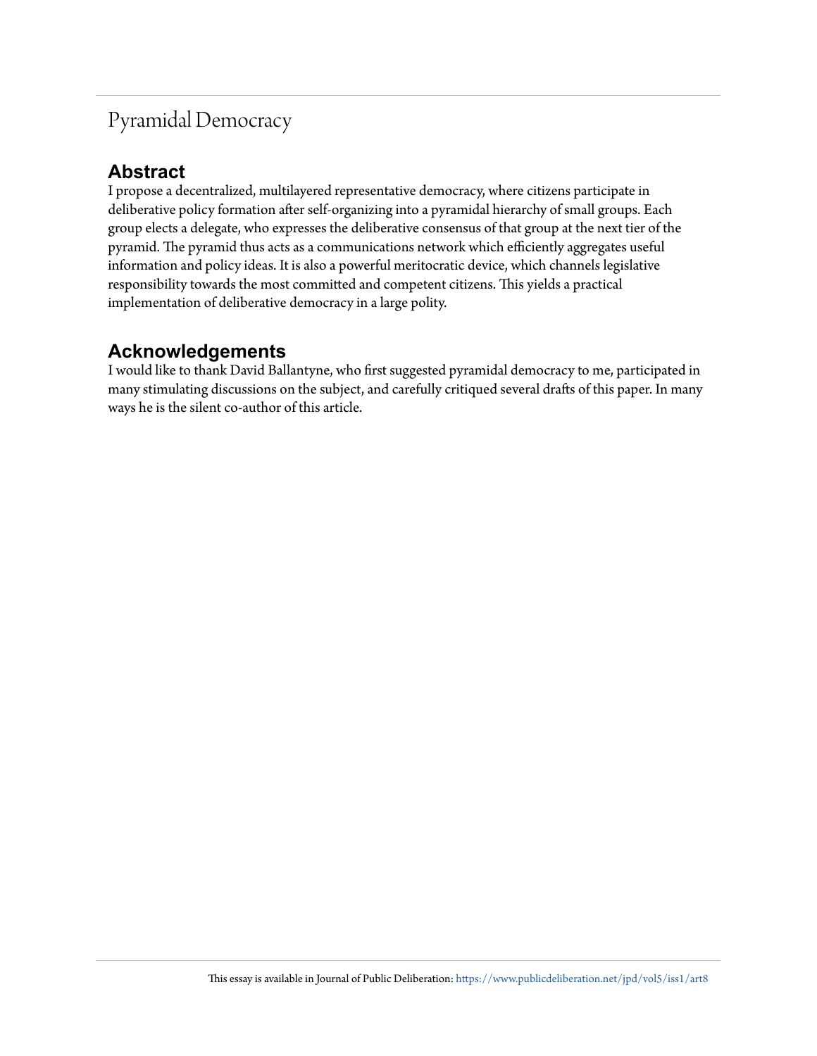# Pyramidal Democracy

## Abstract

I propose a decentralized, multilayered representative democracy, where citizens participate in deliberative policy formation after self-organizing into a pyramidal hierarchy of small groups. Each group elects a delegate, who expresses the deliberative consensus of that group at the next tier of the pyramid. The pyramid thus acts as a communications network which efficiently aggregates useful information and policy ideas. It is also a powerful meritocratic device, which channels legislative responsibility towards the most committed and competent citizens. This yields a practical implementation of deliberative democracy in a large polity.

## Acknowledgements

I would like to thank David Ballantyne, who first suggested pyramidal democracy to me, participated in many stimulating discussions on the subject, and carefully critiqued several drafts of this paper. In many ways he is the silent co-author of this article.

This essay is available in Journal of Public Deliberation: https://www.publicdeliberation.net/jpd/vol5/iss1/art8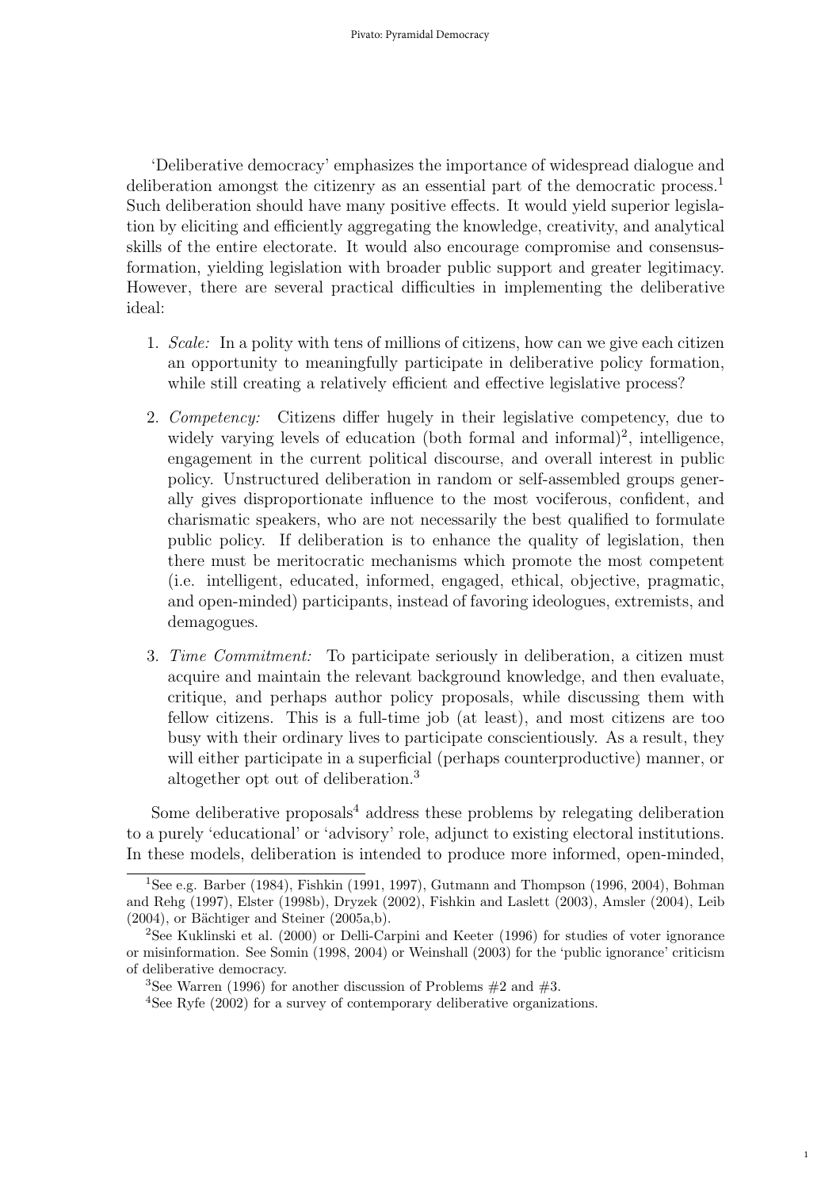'Deliberative democracy' emphasizes the importance of widespread dialogue and deliberation amongst the citizenry as an essential part of the democratic process.[1] Such deliberation should have many positive effects. It would yield superior legislation by eliciting and efficiently aggregating the knowledge, creativity, and analytical skills of the entire electorate. It would also encourage compromise and consensus-formation, yielding legislation with broader public support and greater legitimacy. However, there are several practical difficulties in implementing the deliberative ideal:

1. *Scale:* In a polity with tens of millions of citizens, how can we give each citizen an opportunity to meaningfully participate in deliberative policy formation, while still creating a relatively efficient and effective legislative process?

2. *Competency:* Citizens differ hugely in their legislative competency, due to widely varying levels of education (both formal and informal)[2], intelligence, engagement in the current political discourse, and overall interest in public policy. Unstructured deliberation in random or self-assembled groups generally gives disproportionate influence to the most vociferous, confident, and charismatic speakers, who are not necessarily the best qualified to formulate public policy. If deliberation is to enhance the quality of legislation, then there must be meritocratic mechanisms which promote the most competent (i.e. intelligent, educated, informed, engaged, ethical, objective, pragmatic, and open-minded) participants, instead of favoring ideologues, extremists, and demagogues.

3. *Time Commitment:* To participate seriously in deliberation, a citizen must acquire and maintain the relevant background knowledge, and then evaluate, critique, and perhaps author policy proposals, while discussing them with fellow citizens. This is a full-time job (at least), and most citizens are too busy with their ordinary lives to participate conscientiously. As a result, they will either participate in a superficial (perhaps counterproductive) manner, or altogether opt out of deliberation.[3]

Some deliberative proposals[4] address these problems by relegating deliberation to a purely 'educational' or 'advisory' role, adjunct to existing electoral institutions. In these models, deliberation is intended to produce more informed, open-minded,

---

[1] See e.g. Barber (1984), Fishkin (1991, 1997), Gutmann and Thompson (1996, 2004), Bohman and Rehg (1997), Elster (1998b), Dryzek (2002), Fishkin and Laslett (2003), Amsler (2004), Leib (2004), or Bächtiger and Steiner (2005a,b).

[2] See Kuklinski et al. (2000) or Delli-Carpini and Keeter (1996) for studies of voter ignorance or misinformation. See Somin (1998, 2004) or Weinshall (2003) for the 'public ignorance' criticism of deliberative democracy.

[3] See Warren (1996) for another discussion of Problems #2 and #3.

[4] See Ryfe (2002) for a survey of contemporary deliberative organizations.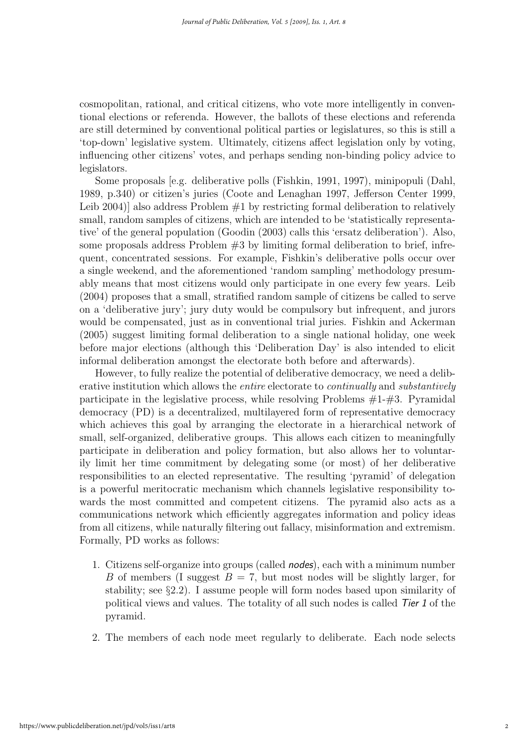cosmopolitan, rational, and critical citizens, who vote more intelligently in conventional elections or referenda. However, the ballots of these elections and referenda are still determined by conventional political parties or legislatures, so this is still a 'top-down' legislative system. Ultimately, citizens affect legislation only by voting, influencing other citizens' votes, and perhaps sending non-binding policy advice to legislators.

Some proposals [e.g. deliberative polls (Fishkin, 1991, 1997), minipopuli (Dahl, 1989, p.340) or citizen's juries (Coote and Lenaghan 1997, Jefferson Center 1999, Leib 2004)] also address Problem #1 by restricting formal deliberation to relatively small, random samples of citizens, which are intended to be 'statistically representative' of the general population (Goodin (2003) calls this 'ersatz deliberation'). Also, some proposals address Problem #3 by limiting formal deliberation to brief, infrequent, concentrated sessions. For example, Fishkin's deliberative polls occur over a single weekend, and the aforementioned 'random sampling' methodology presumably means that most citizens would only participate in one every few years. Leib (2004) proposes that a small, stratified random sample of citizens be called to serve on a 'deliberative jury'; jury duty would be compulsory but infrequent, and jurors would be compensated, just as in conventional trial juries. Fishkin and Ackerman (2005) suggest limiting formal deliberation to a single national holiday, one week before major elections (although this 'Deliberation Day' is also intended to elicit informal deliberation amongst the electorate both before and afterwards).

However, to fully realize the potential of deliberative democracy, we need a deliberative institution which allows the *entire* electorate to *continually* and *substantively* participate in the legislative process, while resolving Problems #1-#3. Pyramidal democracy (PD) is a decentralized, multilayered form of representative democracy which achieves this goal by arranging the electorate in a hierarchical network of small, self-organized, deliberative groups. This allows each citizen to meaningfully participate in deliberation and policy formation, but also allows her to voluntarily limit her time commitment by delegating some (or most) of her deliberative responsibilities to an elected representative. The resulting 'pyramid' of delegation is a powerful meritocratic mechanism which channels legislative responsibility towards the most committed and competent citizens. The pyramid also acts as a communications network which efficiently aggregates information and policy ideas from all citizens, while naturally filtering out fallacy, misinformation and extremism. Formally, PD works as follows:

1. Citizens self-organize into groups (called ***nodes***), each with a minimum number $B$ of members (I suggest $B = 7$, but most nodes will be slightly larger, for stability; see §2.2). I assume people will form nodes based upon similarity of political views and values. The totality of all such nodes is called ***Tier 1*** of the pyramid.

2. The members of each node meet regularly to deliberate. Each node selects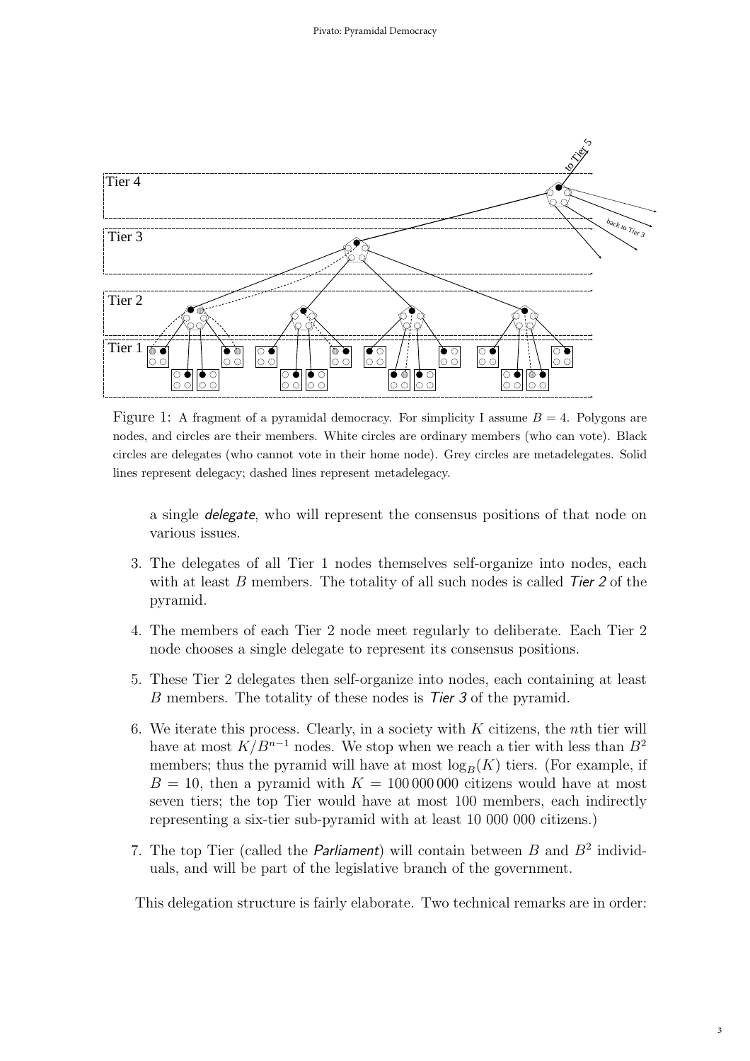Figure 1: A fragment of a pyramidal democracy. For simplicity I assume $B = 4$. Polygons are nodes, and circles are their members. White circles are ordinary members (who can vote). Black circles are delegates (who cannot vote in their home node). Grey circles are metadelegates. Solid lines represent delegacy; dashed lines represent metadelegacy.

a single *delegate*, who will represent the consensus positions of that node on various issues.

3. The delegates of all Tier 1 nodes themselves self-organize into nodes, each with at least $B$ members. The totality of all such nodes is called *Tier 2* of the pyramid.

4. The members of each Tier 2 node meet regularly to deliberate. Each Tier 2 node chooses a single delegate to represent its consensus positions.

5. These Tier 2 delegates then self-organize into nodes, each containing at least $B$ members. The totality of these nodes is *Tier 3* of the pyramid.

6. We iterate this process. Clearly, in a society with $K$ citizens, the $n$th tier will have at most $K/B^{n-1}$ nodes. We stop when we reach a tier with less than $B^2$ members; thus the pyramid will have at most $\log_B(K)$ tiers. (For example, if $B = 10$, then a pyramid with $K = 100\,000\,000$ citizens would have at most seven tiers; the top Tier would have at most 100 members, each indirectly representing a six-tier sub-pyramid with at least 10 000 000 citizens.)

7. The top Tier (called the *Parliament*) will contain between $B$ and $B^2$ individuals, and will be part of the legislative branch of the government.

This delegation structure is fairly elaborate. Two technical remarks are in order: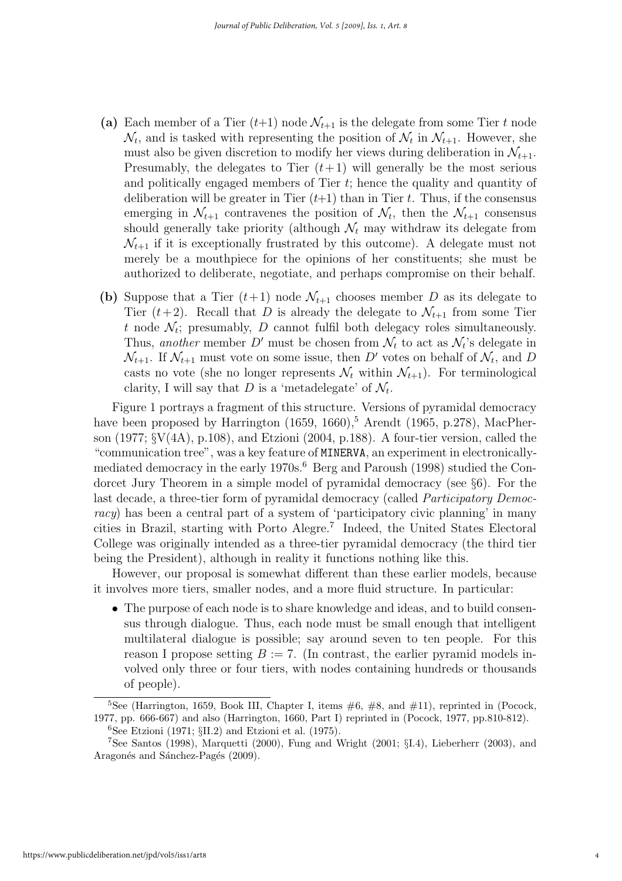- **(a)** Each member of a Tier ($t$+1) node $\mathcal{N}_{t+1}$ is the delegate from some Tier $t$ node $\mathcal{N}_t$, and is tasked with representing the position of $\mathcal{N}_t$ in $\mathcal{N}_{t+1}$. However, she must also be given discretion to modify her views during deliberation in $\mathcal{N}_{t+1}$. Presumably, the delegates to Tier ($t+1$) will generally be the most serious and politically engaged members of Tier $t$; hence the quality and quantity of deliberation will be greater in Tier ($t$+1) than in Tier $t$. Thus, if the consensus emerging in $\mathcal{N}_{t+1}$ contravenes the position of $\mathcal{N}_t$, then the $\mathcal{N}_{t+1}$ consensus should generally take priority (although $\mathcal{N}_t$ may withdraw its delegate from $\mathcal{N}_{t+1}$ if it is exceptionally frustrated by this outcome). A delegate must not merely be a mouthpiece for the opinions of her constituents; she must be authorized to deliberate, negotiate, and perhaps compromise on their behalf.

- **(b)** Suppose that a Tier ($t+1$) node $\mathcal{N}_{t+1}$ chooses member $D$ as its delegate to Tier ($t+2$). Recall that $D$ is already the delegate to $\mathcal{N}_{t+1}$ from some Tier $t$ node $\mathcal{N}_t$; presumably, $D$ cannot fulfil both delegacy roles simultaneously. Thus, *another* member $D'$ must be chosen from $\mathcal{N}_t$ to act as $\mathcal{N}_t$'s delegate in $\mathcal{N}_{t+1}$. If $\mathcal{N}_{t+1}$ must vote on some issue, then $D'$ votes on behalf of $\mathcal{N}_t$, and $D$ casts no vote (she no longer represents $\mathcal{N}_t$ within $\mathcal{N}_{t+1}$). For terminological clarity, I will say that $D$ is a 'metadelegate' of $\mathcal{N}_t$.

Figure 1 portrays a fragment of this structure. Versions of pyramidal democracy have been proposed by Harrington (1659, 1660),[5] Arendt (1965, p.278), MacPherson (1977; §V(4A), p.108), and Etzioni (2004, p.188). A four-tier version, called the "communication tree", was a key feature of `MINERVA`, an experiment in electronically-mediated democracy in the early 1970s.[6] Berg and Paroush (1998) studied the Condorcet Jury Theorem in a simple model of pyramidal democracy (see §6). For the last decade, a three-tier form of pyramidal democracy (called *Participatory Democracy*) has been a central part of a system of 'participatory civic planning' in many cities in Brazil, starting with Porto Alegre.[7] Indeed, the United States Electoral College was originally intended as a three-tier pyramidal democracy (the third tier being the President), although in reality it functions nothing like this.

However, our proposal is somewhat different than these earlier models, because it involves more tiers, smaller nodes, and a more fluid structure. In particular:

- The purpose of each node is to share knowledge and ideas, and to build consensus through dialogue. Thus, each node must be small enough that intelligent multilateral dialogue is possible; say around seven to ten people. For this reason I propose setting $B := 7$. (In contrast, the earlier pyramid models involved only three or four tiers, with nodes containing hundreds or thousands of people).

[5] See (Harrington, 1659, Book III, Chapter I, items #6, #8, and #11), reprinted in (Pocock, 1977, pp. 666-667) and also (Harrington, 1660, Part I) reprinted in (Pocock, 1977, pp.810-812).

[6] See Etzioni (1971; §II.2) and Etzioni et al. (1975).

[7] See Santos (1998), Marquetti (2000), Fung and Wright (2001; §I.4), Lieberherr (2003), and Aragonés and Sánchez-Pagés (2009).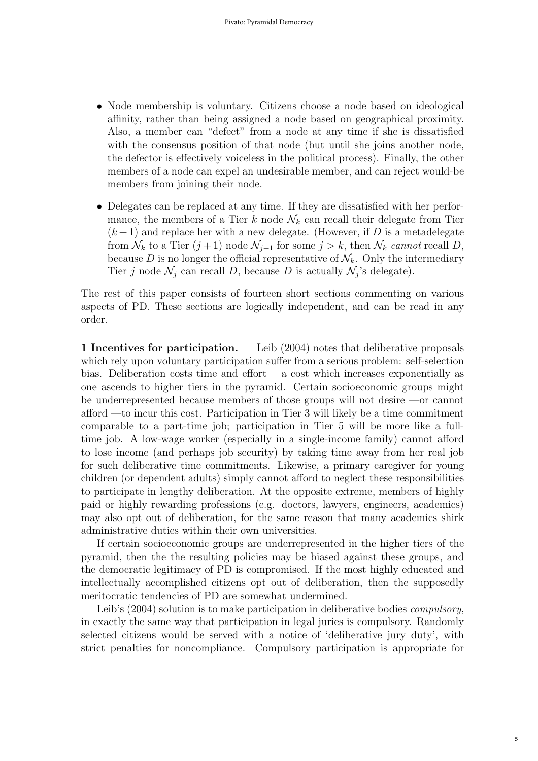- Node membership is voluntary. Citizens choose a node based on ideological affinity, rather than being assigned a node based on geographical proximity. Also, a member can "defect" from a node at any time if she is dissatisfied with the consensus position of that node (but until she joins another node, the defector is effectively voiceless in the political process). Finally, the other members of a node can expel an undesirable member, and can reject would-be members from joining their node.

- Delegates can be replaced at any time. If they are dissatisfied with her performance, the members of a Tier $k$ node $\mathcal{N}_k$ can recall their delegate from Tier $(k+1)$ and replace her with a new delegate. (However, if $D$ is a metadelegate from $\mathcal{N}_k$ to a Tier $(j+1)$ node $\mathcal{N}_{j+1}$ for some $j > k$, then $\mathcal{N}_k$ *cannot* recall $D$, because $D$ is no longer the official representative of $\mathcal{N}_k$. Only the intermediary Tier $j$ node $\mathcal{N}_j$ can recall $D$, because $D$ is actually $\mathcal{N}_j$'s delegate).

The rest of this paper consists of fourteen short sections commenting on various aspects of PD. These sections are logically independent, and can be read in any order.

**1 Incentives for participation.** Leib (2004) notes that deliberative proposals which rely upon voluntary participation suffer from a serious problem: self-selection bias. Deliberation costs time and effort —a cost which increases exponentially as one ascends to higher tiers in the pyramid. Certain socioeconomic groups might be underrepresented because members of those groups will not desire —or cannot afford —to incur this cost. Participation in Tier 3 will likely be a time commitment comparable to a part-time job; participation in Tier 5 will be more like a full-time job. A low-wage worker (especially in a single-income family) cannot afford to lose income (and perhaps job security) by taking time away from her real job for such deliberative time commitments. Likewise, a primary caregiver for young children (or dependent adults) simply cannot afford to neglect these responsibilities to participate in lengthy deliberation. At the opposite extreme, members of highly paid or highly rewarding professions (e.g. doctors, lawyers, engineers, academics) may also opt out of deliberation, for the same reason that many academics shirk administrative duties within their own universities.

If certain socioeconomic groups are underrepresented in the higher tiers of the pyramid, then the the resulting policies may be biased against these groups, and the democratic legitimacy of PD is compromised. If the most highly educated and intellectually accomplished citizens opt out of deliberation, then the supposedly meritocratic tendencies of PD are somewhat undermined.

Leib's (2004) solution is to make participation in deliberative bodies *compulsory*, in exactly the same way that participation in legal juries is compulsory. Randomly selected citizens would be served with a notice of 'deliberative jury duty', with strict penalties for noncompliance. Compulsory participation is appropriate for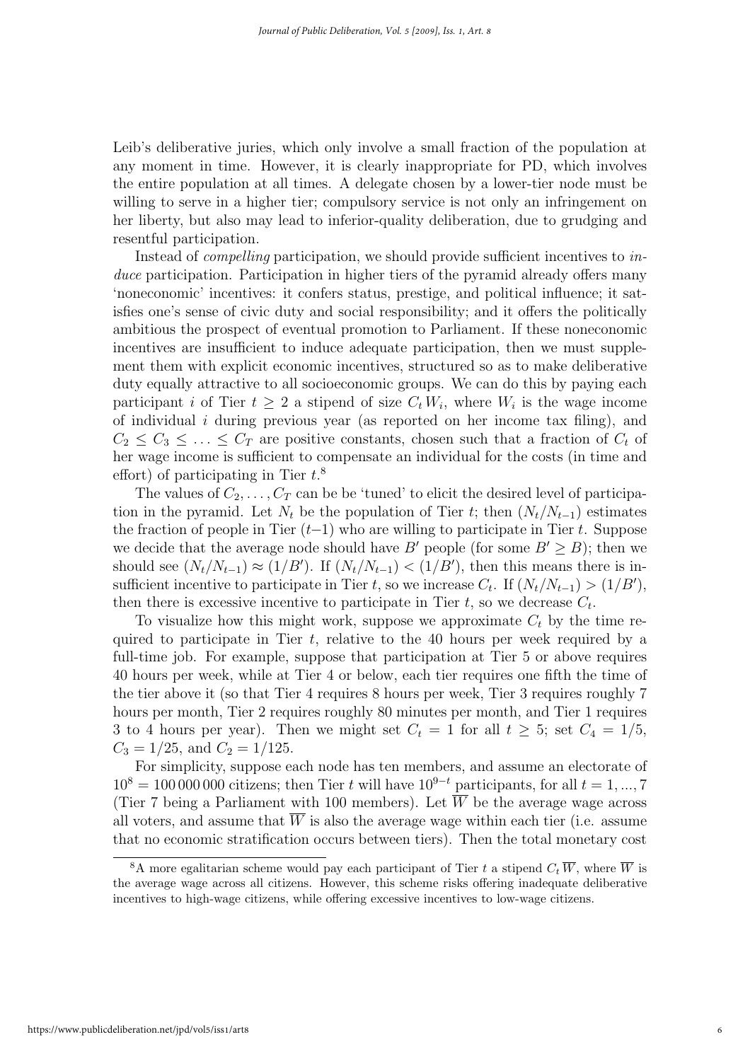Leib's deliberative juries, which only involve a small fraction of the population at any moment in time. However, it is clearly inappropriate for PD, which involves the entire population at all times. A delegate chosen by a lower-tier node must be willing to serve in a higher tier; compulsory service is not only an infringement on her liberty, but also may lead to inferior-quality deliberation, due to grudging and resentful participation.

Instead of *compelling* participation, we should provide sufficient incentives to *induce* participation. Participation in higher tiers of the pyramid already offers many 'noneconomic' incentives: it confers status, prestige, and political influence; it satisfies one's sense of civic duty and social responsibility; and it offers the politically ambitious the prospect of eventual promotion to Parliament. If these noneconomic incentives are insufficient to induce adequate participation, then we must supplement them with explicit economic incentives, structured so as to make deliberative duty equally attractive to all socioeconomic groups. We can do this by paying each participant $i$ of Tier $t \geq 2$ a stipend of size $C_t W_i$, where $W_i$ is the wage income of individual $i$ during previous year (as reported on her income tax filing), and $C_2 \leq C_3 \leq \ldots \leq C_T$ are positive constants, chosen such that a fraction of $C_t$ of her wage income is sufficient to compensate an individual for the costs (in time and effort) of participating in Tier $t$.[8]

The values of $C_2, \ldots, C_T$ can be be 'tuned' to elicit the desired level of participation in the pyramid. Let $N_t$ be the population of Tier $t$; then $(N_t/N_{t-1})$ estimates the fraction of people in Tier $(t-1)$ who are willing to participate in Tier $t$. Suppose we decide that the average node should have $B'$ people (for some $B' \geq B$); then we should see $(N_t/N_{t-1}) \approx (1/B')$. If $(N_t/N_{t-1}) < (1/B')$, then this means there is insufficient incentive to participate in Tier $t$, so we increase $C_t$. If $(N_t/N_{t-1}) > (1/B')$, then there is excessive incentive to participate in Tier $t$, so we decrease $C_t$.

To visualize how this might work, suppose we approximate $C_t$ by the time required to participate in Tier $t$, relative to the 40 hours per week required by a full-time job. For example, suppose that participation at Tier 5 or above requires 40 hours per week, while at Tier 4 or below, each tier requires one fifth the time of the tier above it (so that Tier 4 requires 8 hours per week, Tier 3 requires roughly 7 hours per month, Tier 2 requires roughly 80 minutes per month, and Tier 1 requires 3 to 4 hours per year). Then we might set $C_t = 1$ for all $t \geq 5$; set $C_4 = 1/5$, $C_3 = 1/25$, and $C_2 = 1/125$.

For simplicity, suppose each node has ten members, and assume an electorate of $10^8 = 100\,000\,000$ citizens; then Tier $t$ will have $10^{9-t}$ participants, for all $t = 1, ..., 7$ (Tier 7 being a Parliament with 100 members). Let $\overline{W}$ be the average wage across all voters, and assume that $\overline{W}$ is also the average wage within each tier (i.e. assume that no economic stratification occurs between tiers). Then the total monetary cost

[8] A more egalitarian scheme would pay each participant of Tier $t$ a stipend $C_t \overline{W}$, where $\overline{W}$ is the average wage across all citizens. However, this scheme risks offering inadequate deliberative incentives to high-wage citizens, while offering excessive incentives to low-wage citizens.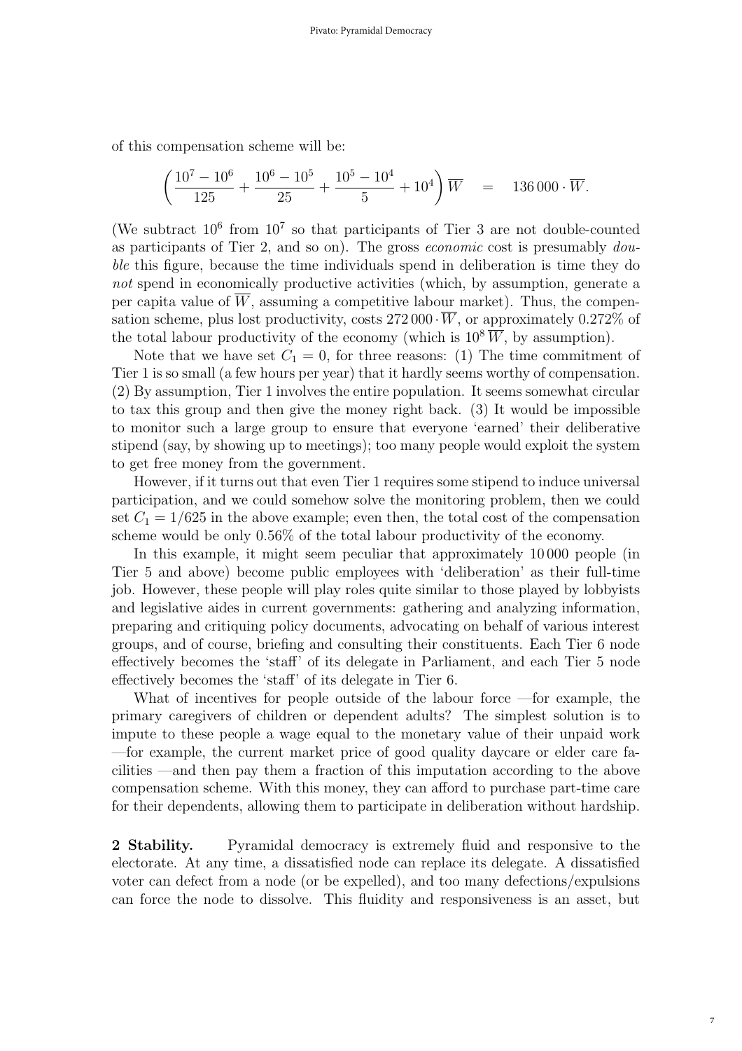of this compensation scheme will be:

$$\left(\frac{10^7 - 10^6}{125} + \frac{10^6 - 10^5}{25} + \frac{10^5 - 10^4}{5} + 10^4\right)\overline{W} \quad = \quad 136\,000 \cdot \overline{W}.$$

(We subtract $10^6$ from $10^7$ so that participants of Tier 3 are not double-counted as participants of Tier 2, and so on). The gross *economic* cost is presumably *double* this figure, because the time individuals spend in deliberation is time they do *not* spend in economically productive activities (which, by assumption, generate a per capita value of $\overline{W}$, assuming a competitive labour market). Thus, the compensation scheme, plus lost productivity, costs $272\,000 \cdot \overline{W}$, or approximately 0.272% of the total labour productivity of the economy (which is $10^8\,\overline{W}$, by assumption).

Note that we have set $C_1 = 0$, for three reasons: (1) The time commitment of Tier 1 is so small (a few hours per year) that it hardly seems worthy of compensation. (2) By assumption, Tier 1 involves the entire population. It seems somewhat circular to tax this group and then give the money right back. (3) It would be impossible to monitor such a large group to ensure that everyone 'earned' their deliberative stipend (say, by showing up to meetings); too many people would exploit the system to get free money from the government.

However, if it turns out that even Tier 1 requires some stipend to induce universal participation, and we could somehow solve the monitoring problem, then we could set $C_1 = 1/625$ in the above example; even then, the total cost of the compensation scheme would be only 0.56% of the total labour productivity of the economy.

In this example, it might seem peculiar that approximately 10 000 people (in Tier 5 and above) become public employees with 'deliberation' as their full-time job. However, these people will play roles quite similar to those played by lobbyists and legislative aides in current governments: gathering and analyzing information, preparing and critiquing policy documents, advocating on behalf of various interest groups, and of course, briefing and consulting their constituents. Each Tier 6 node effectively becomes the 'staff' of its delegate in Parliament, and each Tier 5 node effectively becomes the 'staff' of its delegate in Tier 6.

What of incentives for people outside of the labour force —for example, the primary caregivers of children or dependent adults? The simplest solution is to impute to these people a wage equal to the monetary value of their unpaid work —for example, the current market price of good quality daycare or elder care facilities —and then pay them a fraction of this imputation according to the above compensation scheme. With this money, they can afford to purchase part-time care for their dependents, allowing them to participate in deliberation without hardship.

**2 Stability.** Pyramidal democracy is extremely fluid and responsive to the electorate. At any time, a dissatisfied node can replace its delegate. A dissatisfied voter can defect from a node (or be expelled), and too many defections/expulsions can force the node to dissolve. This fluidity and responsiveness is an asset, but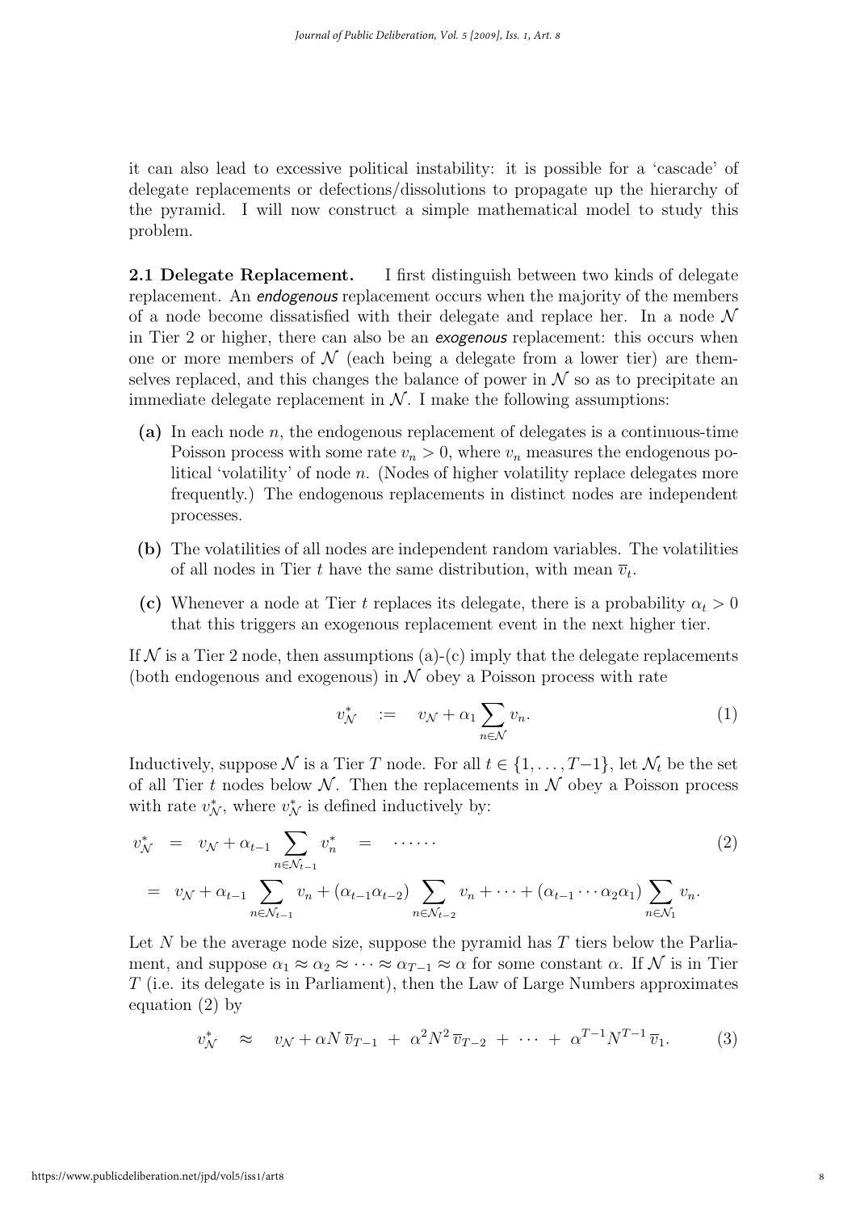it can also lead to excessive political instability: it is possible for a 'cascade' of delegate replacements or defections/dissolutions to propagate up the hierarchy of the pyramid. I will now construct a simple mathematical model to study this problem.

**2.1 Delegate Replacement.** I first distinguish between two kinds of delegate replacement. An *endogenous* replacement occurs when the majority of the members of a node become dissatisfied with their delegate and replace her. In a node $\mathcal{N}$ in Tier 2 or higher, there can also be an *exogenous* replacement: this occurs when one or more members of $\mathcal{N}$ (each being a delegate from a lower tier) are themselves replaced, and this changes the balance of power in $\mathcal{N}$ so as to precipitate an immediate delegate replacement in $\mathcal{N}$. I make the following assumptions:

- **(a)** In each node $n$, the endogenous replacement of delegates is a continuous-time Poisson process with some rate $v_n > 0$, where $v_n$ measures the endogenous political 'volatility' of node $n$. (Nodes of higher volatility replace delegates more frequently.) The endogenous replacements in distinct nodes are independent processes.
- **(b)** The volatilities of all nodes are independent random variables. The volatilities of all nodes in Tier $t$ have the same distribution, with mean $\overline{v}_t$.
- **(c)** Whenever a node at Tier $t$ replaces its delegate, there is a probability $\alpha_t > 0$ that this triggers an exogenous replacement event in the next higher tier.

If $\mathcal{N}$ is a Tier 2 node, then assumptions (a)-(c) imply that the delegate replacements (both endogenous and exogenous) in $\mathcal{N}$ obey a Poisson process with rate

$$v^*_{\mathcal{N}} \quad := \quad v_{\mathcal{N}} + \alpha_1 \sum_{n \in \mathcal{N}} v_n. \tag{1}$$

Inductively, suppose $\mathcal{N}$ is a Tier $T$ node. For all $t \in \{1, \ldots, T-1\}$, let $\mathcal{N}_t$ be the set of all Tier $t$ nodes below $\mathcal{N}$. Then the replacements in $\mathcal{N}$ obey a Poisson process with rate $v^*_{\mathcal{N}}$, where $v^*_{\mathcal{N}}$ is defined inductively by:

$$\begin{aligned} v^*_{\mathcal{N}} &= v_{\mathcal{N}} + \alpha_{t-1} \sum_{n \in \mathcal{N}_{t-1}} v^*_n \quad = \quad \cdots\cdots \\ &= v_{\mathcal{N}} + \alpha_{t-1} \sum_{n \in \mathcal{N}_{t-1}} v_n + (\alpha_{t-1}\alpha_{t-2}) \sum_{n \in \mathcal{N}_{t-2}} v_n + \cdots + (\alpha_{t-1} \cdots \alpha_2 \alpha_1) \sum_{n \in \mathcal{N}_1} v_n. \end{aligned} \tag{2}$$

Let $N$ be the average node size, suppose the pyramid has $T$ tiers below the Parliament, and suppose $\alpha_1 \approx \alpha_2 \approx \cdots \approx \alpha_{T-1} \approx \alpha$ for some constant $\alpha$. If $\mathcal{N}$ is in Tier $T$ (i.e. its delegate is in Parliament), then the Law of Large Numbers approximates equation (2) by

$$v^*_{\mathcal{N}} \quad \approx \quad v_{\mathcal{N}} + \alpha N \, \overline{v}_{T-1} \; + \; \alpha^2 N^2 \, \overline{v}_{T-2} \; + \; \cdots \; + \; \alpha^{T-1} N^{T-1} \, \overline{v}_1. \tag{3}$$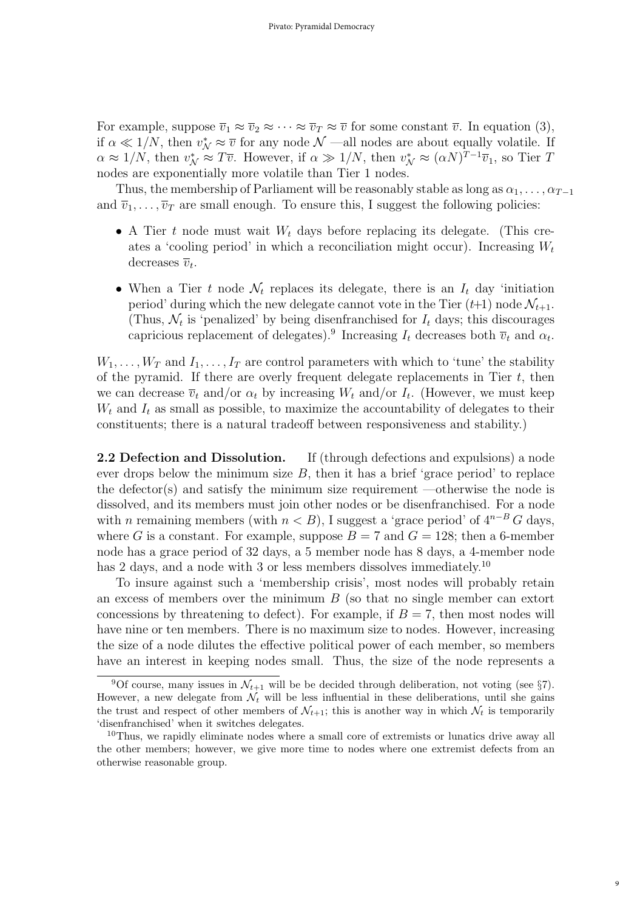For example, suppose $\overline{v}_1 \approx \overline{v}_2 \approx \cdots \approx \overline{v}_T \approx \overline{v}$ for some constant $\overline{v}$. In equation (3), if $\alpha \ll 1/N$, then $v^*_{\mathcal{N}} \approx \overline{v}$ for any node $\mathcal{N}$ —all nodes are about equally volatile. If $\alpha \approx 1/N$, then $v^*_{\mathcal{N}} \approx T\overline{v}$. However, if $\alpha \gg 1/N$, then $v^*_{\mathcal{N}} \approx (\alpha N)^{T-1}\overline{v}_1$, so Tier $T$ nodes are exponentially more volatile than Tier 1 nodes.

Thus, the membership of Parliament will be reasonably stable as long as $\alpha_1, \ldots, \alpha_{T-1}$ and $\overline{v}_1, \ldots, \overline{v}_T$ are small enough. To ensure this, I suggest the following policies:

- A Tier $t$ node must wait $W_t$ days before replacing its delegate. (This creates a 'cooling period' in which a reconciliation might occur). Increasing $W_t$ decreases $\overline{v}_t$.

- When a Tier $t$ node $\mathcal{N}_t$ replaces its delegate, there is an $I_t$ day 'initiation period' during which the new delegate cannot vote in the Tier ($t$+1) node $\mathcal{N}_{t+1}$. (Thus, $\mathcal{N}_t$ is 'penalized' by being disenfranchised for $I_t$ days; this discourages capricious replacement of delegates).[9] Increasing $I_t$ decreases both $\overline{v}_t$ and $\alpha_t$.

$W_1, \ldots, W_T$ and $I_1, \ldots, I_T$ are control parameters with which to 'tune' the stability of the pyramid. If there are overly frequent delegate replacements in Tier $t$, then we can decrease $\overline{v}_t$ and/or $\alpha_t$ by increasing $W_t$ and/or $I_t$. (However, we must keep $W_t$ and $I_t$ as small as possible, to maximize the accountability of delegates to their constituents; there is a natural tradeoff between responsiveness and stability.)

**2.2 Defection and Dissolution.** If (through defections and expulsions) a node ever drops below the minimum size $B$, then it has a brief 'grace period' to replace the defector(s) and satisfy the minimum size requirement —otherwise the node is dissolved, and its members must join other nodes or be disenfranchised. For a node with $n$ remaining members (with $n < B$), I suggest a 'grace period' of $4^{n-B}\,G$ days, where $G$ is a constant. For example, suppose $B = 7$ and $G = 128$; then a 6-member node has a grace period of 32 days, a 5 member node has 8 days, a 4-member node has 2 days, and a node with 3 or less members dissolves immediately.[10]

To insure against such a 'membership crisis', most nodes will probably retain an excess of members over the minimum $B$ (so that no single member can extort concessions by threatening to defect). For example, if $B = 7$, then most nodes will have nine or ten members. There is no maximum size to nodes. However, increasing the size of a node dilutes the effective political power of each member, so members have an interest in keeping nodes small. Thus, the size of the node represents a

[9] Of course, many issues in $\mathcal{N}_{t+1}$ will be be decided through deliberation, not voting (see §7). However, a new delegate from $\mathcal{N}_t$ will be less influential in these deliberations, until she gains the trust and respect of other members of $\mathcal{N}_{t+1}$; this is another way in which $\mathcal{N}_t$ is temporarily 'disenfranchised' when it switches delegates.

[10] Thus, we rapidly eliminate nodes where a small core of extremists or lunatics drive away all the other members; however, we give more time to nodes where one extremist defects from an otherwise reasonable group.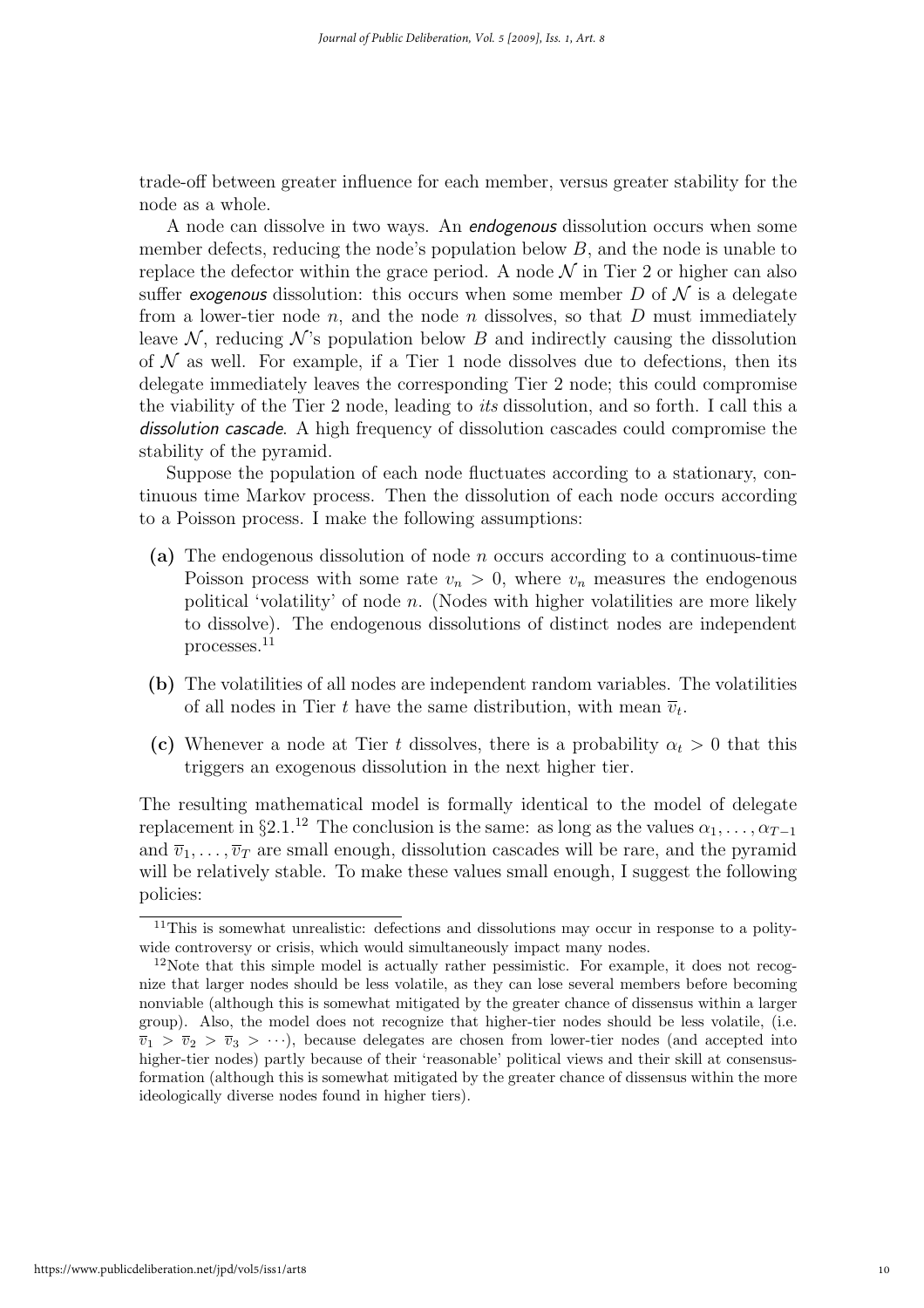trade-off between greater influence for each member, versus greater stability for the node as a whole.

A node can dissolve in two ways. An *endogenous* dissolution occurs when some member defects, reducing the node's population below $B$, and the node is unable to replace the defector within the grace period. A node $\mathcal{N}$ in Tier 2 or higher can also suffer *exogenous* dissolution: this occurs when some member $D$ of $\mathcal{N}$ is a delegate from a lower-tier node $n$, and the node $n$ dissolves, so that $D$ must immediately leave $\mathcal{N}$, reducing $\mathcal{N}$'s population below $B$ and indirectly causing the dissolution of $\mathcal{N}$ as well. For example, if a Tier 1 node dissolves due to defections, then its delegate immediately leaves the corresponding Tier 2 node; this could compromise the viability of the Tier 2 node, leading to *its* dissolution, and so forth. I call this a *dissolution cascade*. A high frequency of dissolution cascades could compromise the stability of the pyramid.

Suppose the population of each node fluctuates according to a stationary, continuous time Markov process. Then the dissolution of each node occurs according to a Poisson process. I make the following assumptions:

**(a)** The endogenous dissolution of node $n$ occurs according to a continuous-time Poisson process with some rate $v_n > 0$, where $v_n$ measures the endogenous political 'volatility' of node $n$. (Nodes with higher volatilities are more likely to dissolve). The endogenous dissolutions of distinct nodes are independent processes.[11]

**(b)** The volatilities of all nodes are independent random variables. The volatilities of all nodes in Tier $t$ have the same distribution, with mean $\overline{v}_t$.

**(c)** Whenever a node at Tier $t$ dissolves, there is a probability $\alpha_t > 0$ that this triggers an exogenous dissolution in the next higher tier.

The resulting mathematical model is formally identical to the model of delegate replacement in §2.1.[12] The conclusion is the same: as long as the values $\alpha_1, \ldots, \alpha_{T-1}$ and $\overline{v}_1, \ldots, \overline{v}_T$ are small enough, dissolution cascades will be rare, and the pyramid will be relatively stable. To make these values small enough, I suggest the following policies:

[11] This is somewhat unrealistic: defections and dissolutions may occur in response to a polity-wide controversy or crisis, which would simultaneously impact many nodes.

[12] Note that this simple model is actually rather pessimistic. For example, it does not recognize that larger nodes should be less volatile, as they can lose several members before becoming nonviable (although this is somewhat mitigated by the greater chance of dissensus within a larger group). Also, the model does not recognize that higher-tier nodes should be less volatile, (i.e. $\overline{v}_1 > \overline{v}_2 > \overline{v}_3 > \cdots$), because delegates are chosen from lower-tier nodes (and accepted into higher-tier nodes) partly because of their 'reasonable' political views and their skill at consensus-formation (although this is somewhat mitigated by the greater chance of dissensus within the more ideologically diverse nodes found in higher tiers).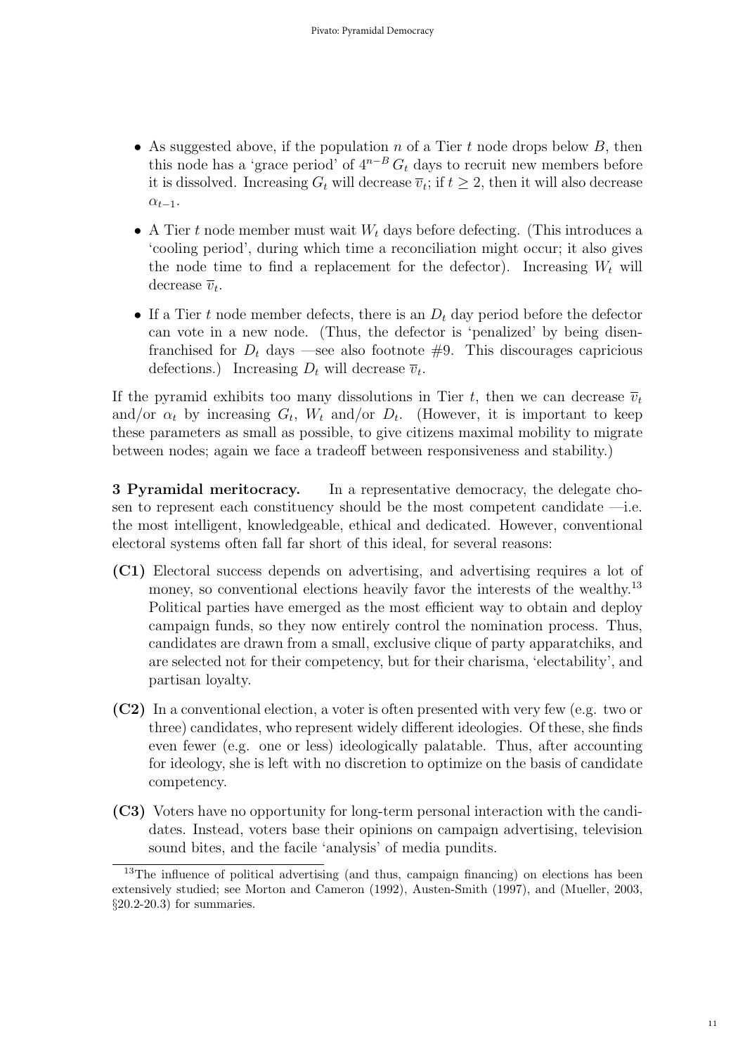- As suggested above, if the population $n$ of a Tier $t$ node drops below $B$, then this node has a 'grace period' of $4^{n-B}\, G_t$ days to recruit new members before it is dissolved. Increasing $G_t$ will decrease $\overline{v}_t$; if $t \geq 2$, then it will also decrease $\alpha_{t-1}$.

- A Tier $t$ node member must wait $W_t$ days before defecting. (This introduces a 'cooling period', during which time a reconciliation might occur; it also gives the node time to find a replacement for the defector). Increasing $W_t$ will decrease $\overline{v}_t$.

- If a Tier $t$ node member defects, there is an $D_t$ day period before the defector can vote in a new node. (Thus, the defector is 'penalized' by being disenfranchised for $D_t$ days —see also footnote #9. This discourages capricious defections.) Increasing $D_t$ will decrease $\overline{v}_t$.

If the pyramid exhibits too many dissolutions in Tier $t$, then we can decrease $\overline{v}_t$ and/or $\alpha_t$ by increasing $G_t$, $W_t$ and/or $D_t$. (However, it is important to keep these parameters as small as possible, to give citizens maximal mobility to migrate between nodes; again we face a tradeoff between responsiveness and stability.)

**3 Pyramidal meritocracy.** In a representative democracy, the delegate chosen to represent each constituency should be the most competent candidate —i.e. the most intelligent, knowledgeable, ethical and dedicated. However, conventional electoral systems often fall far short of this ideal, for several reasons:

**(C1)** Electoral success depends on advertising, and advertising requires a lot of money, so conventional elections heavily favor the interests of the wealthy.[13] Political parties have emerged as the most efficient way to obtain and deploy campaign funds, so they now entirely control the nomination process. Thus, candidates are drawn from a small, exclusive clique of party apparatchiks, and are selected not for their competency, but for their charisma, 'electability', and partisan loyalty.

**(C2)** In a conventional election, a voter is often presented with very few (e.g. two or three) candidates, who represent widely different ideologies. Of these, she finds even fewer (e.g. one or less) ideologically palatable. Thus, after accounting for ideology, she is left with no discretion to optimize on the basis of candidate competency.

**(C3)** Voters have no opportunity for long-term personal interaction with the candidates. Instead, voters base their opinions on campaign advertising, television sound bites, and the facile 'analysis' of media pundits.

[13] The influence of political advertising (and thus, campaign financing) on elections has been extensively studied; see Morton and Cameron (1992), Austen-Smith (1997), and (Mueller, 2003, §20.2-20.3) for summaries.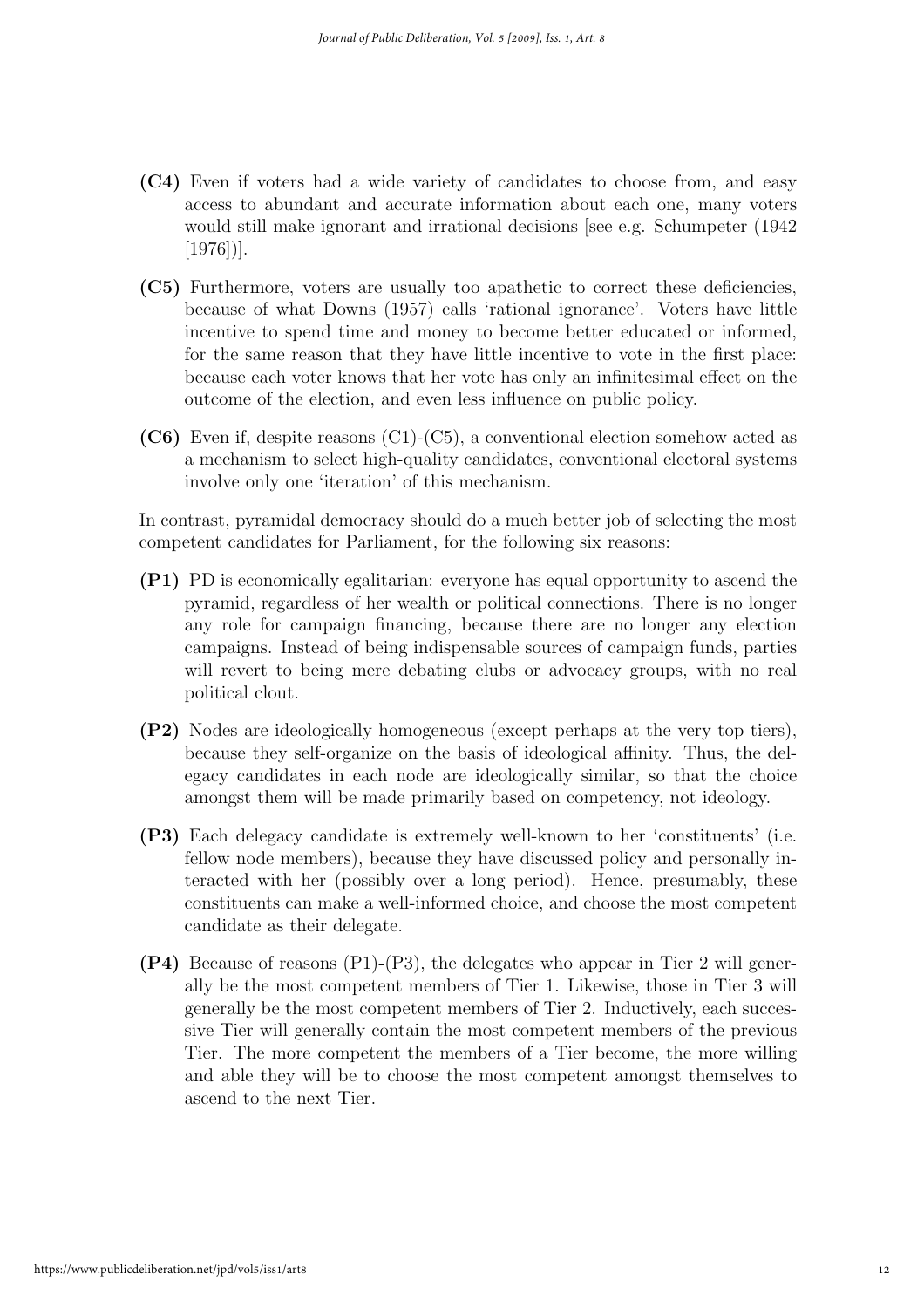**(C4)** Even if voters had a wide variety of candidates to choose from, and easy access to abundant and accurate information about each one, many voters would still make ignorant and irrational decisions [see e.g. Schumpeter (1942 [1976])].

**(C5)** Furthermore, voters are usually too apathetic to correct these deficiencies, because of what Downs (1957) calls 'rational ignorance'. Voters have little incentive to spend time and money to become better educated or informed, for the same reason that they have little incentive to vote in the first place: because each voter knows that her vote has only an infinitesimal effect on the outcome of the election, and even less influence on public policy.

**(C6)** Even if, despite reasons (C1)-(C5), a conventional election somehow acted as a mechanism to select high-quality candidates, conventional electoral systems involve only one 'iteration' of this mechanism.

In contrast, pyramidal democracy should do a much better job of selecting the most competent candidates for Parliament, for the following six reasons:

**(P1)** PD is economically egalitarian: everyone has equal opportunity to ascend the pyramid, regardless of her wealth or political connections. There is no longer any role for campaign financing, because there are no longer any election campaigns. Instead of being indispensable sources of campaign funds, parties will revert to being mere debating clubs or advocacy groups, with no real political clout.

**(P2)** Nodes are ideologically homogeneous (except perhaps at the very top tiers), because they self-organize on the basis of ideological affinity. Thus, the delegacy candidates in each node are ideologically similar, so that the choice amongst them will be made primarily based on competency, not ideology.

**(P3)** Each delegacy candidate is extremely well-known to her 'constituents' (i.e. fellow node members), because they have discussed policy and personally interacted with her (possibly over a long period). Hence, presumably, these constituents can make a well-informed choice, and choose the most competent candidate as their delegate.

**(P4)** Because of reasons (P1)-(P3), the delegates who appear in Tier 2 will generally be the most competent members of Tier 1. Likewise, those in Tier 3 will generally be the most competent members of Tier 2. Inductively, each successive Tier will generally contain the most competent members of the previous Tier. The more competent the members of a Tier become, the more willing and able they will be to choose the most competent amongst themselves to ascend to the next Tier.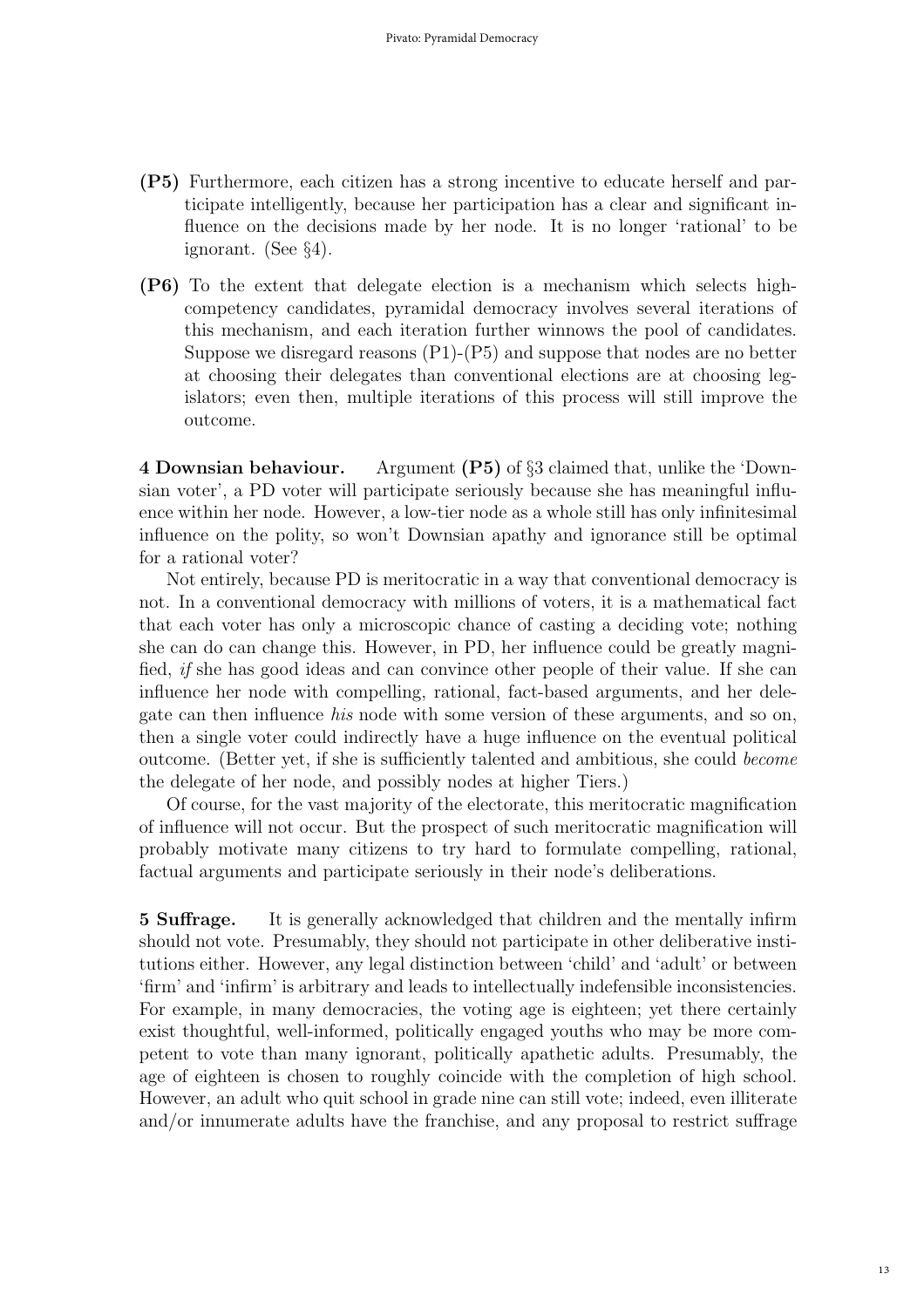**(P5)** Furthermore, each citizen has a strong incentive to educate herself and participate intelligently, because her participation has a clear and significant influence on the decisions made by her node. It is no longer 'rational' to be ignorant. (See §4).

**(P6)** To the extent that delegate election is a mechanism which selects high-competency candidates, pyramidal democracy involves several iterations of this mechanism, and each iteration further winnows the pool of candidates. Suppose we disregard reasons (P1)-(P5) and suppose that nodes are no better at choosing their delegates than conventional elections are at choosing legislators; even then, multiple iterations of this process will still improve the outcome.

**4 Downsian behaviour.** Argument **(P5)** of §3 claimed that, unlike the 'Downsian voter', a PD voter will participate seriously because she has meaningful influence within her node. However, a low-tier node as a whole still has only infinitesimal influence on the polity, so won't Downsian apathy and ignorance still be optimal for a rational voter?

Not entirely, because PD is meritocratic in a way that conventional democracy is not. In a conventional democracy with millions of voters, it is a mathematical fact that each voter has only a microscopic chance of casting a deciding vote; nothing she can do can change this. However, in PD, her influence could be greatly magnified, *if* she has good ideas and can convince other people of their value. If she can influence her node with compelling, rational, fact-based arguments, and her delegate can then influence *his* node with some version of these arguments, and so on, then a single voter could indirectly have a huge influence on the eventual political outcome. (Better yet, if she is sufficiently talented and ambitious, she could *become* the delegate of her node, and possibly nodes at higher Tiers.)

Of course, for the vast majority of the electorate, this meritocratic magnification of influence will not occur. But the prospect of such meritocratic magnification will probably motivate many citizens to try hard to formulate compelling, rational, factual arguments and participate seriously in their node's deliberations.

**5 Suffrage.** It is generally acknowledged that children and the mentally infirm should not vote. Presumably, they should not participate in other deliberative institutions either. However, any legal distinction between 'child' and 'adult' or between 'firm' and 'infirm' is arbitrary and leads to intellectually indefensible inconsistencies. For example, in many democracies, the voting age is eighteen; yet there certainly exist thoughtful, well-informed, politically engaged youths who may be more competent to vote than many ignorant, politically apathetic adults. Presumably, the age of eighteen is chosen to roughly coincide with the completion of high school. However, an adult who quit school in grade nine can still vote; indeed, even illiterate and/or innumerate adults have the franchise, and any proposal to restrict suffrage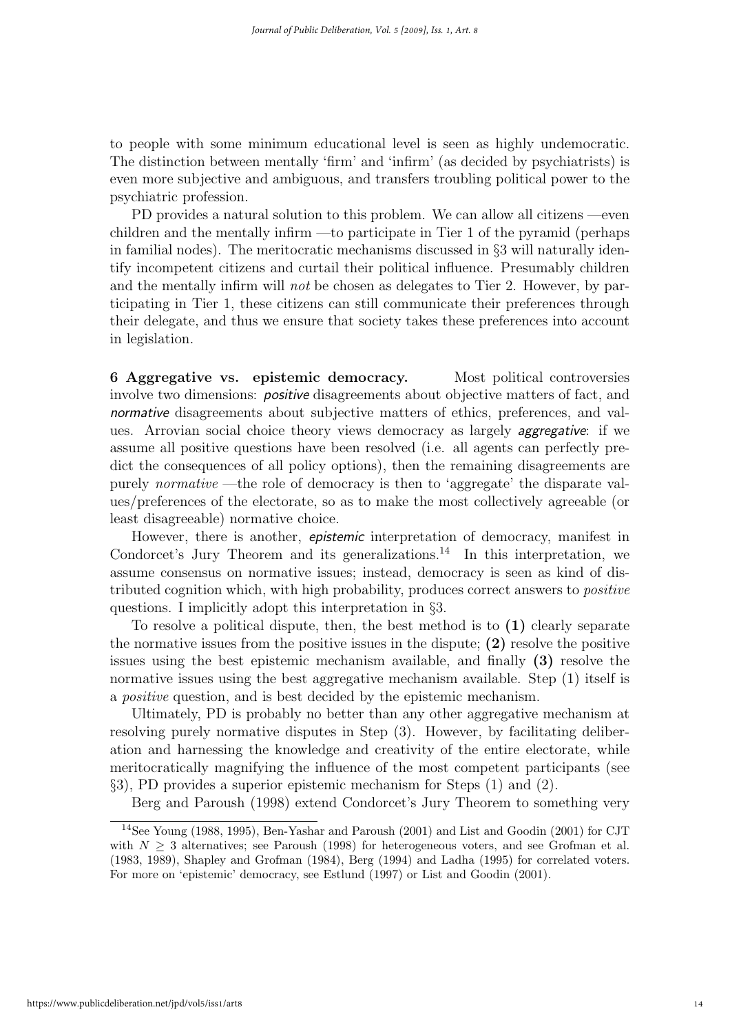to people with some minimum educational level is seen as highly undemocratic. The distinction between mentally 'firm' and 'infirm' (as decided by psychiatrists) is even more subjective and ambiguous, and transfers troubling political power to the psychiatric profession.

PD provides a natural solution to this problem. We can allow all citizens —even children and the mentally infirm —to participate in Tier 1 of the pyramid (perhaps in familial nodes). The meritocratic mechanisms discussed in §3 will naturally identify incompetent citizens and curtail their political influence. Presumably children and the mentally infirm will *not* be chosen as delegates to Tier 2. However, by participating in Tier 1, these citizens can still communicate their preferences through their delegate, and thus we ensure that society takes these preferences into account in legislation.

**6 Aggregative vs. epistemic democracy.** Most political controversies involve two dimensions: ***positive*** disagreements about objective matters of fact, and ***normative*** disagreements about subjective matters of ethics, preferences, and values. Arrovian social choice theory views democracy as largely ***aggregative***: if we assume all positive questions have been resolved (i.e. all agents can perfectly predict the consequences of all policy options), then the remaining disagreements are purely *normative* —the role of democracy is then to 'aggregate' the disparate values/preferences of the electorate, so as to make the most collectively agreeable (or least disagreeable) normative choice.

However, there is another, ***epistemic*** interpretation of democracy, manifest in Condorcet's Jury Theorem and its generalizations.[14] In this interpretation, we assume consensus on normative issues; instead, democracy is seen as kind of distributed cognition which, with high probability, produces correct answers to *positive* questions. I implicitly adopt this interpretation in §3.

To resolve a political dispute, then, the best method is to **(1)** clearly separate the normative issues from the positive issues in the dispute; **(2)** resolve the positive issues using the best epistemic mechanism available, and finally **(3)** resolve the normative issues using the best aggregative mechanism available. Step (1) itself is a *positive* question, and is best decided by the epistemic mechanism.

Ultimately, PD is probably no better than any other aggregative mechanism at resolving purely normative disputes in Step (3). However, by facilitating deliberation and harnessing the knowledge and creativity of the entire electorate, while meritocratically magnifying the influence of the most competent participants (see §3), PD provides a superior epistemic mechanism for Steps (1) and (2).

Berg and Paroush (1998) extend Condorcet's Jury Theorem to something very

---

[14] See Young (1988, 1995), Ben-Yashar and Paroush (2001) and List and Goodin (2001) for CJT with $N \geq 3$ alternatives; see Paroush (1998) for heterogeneous voters, and see Grofman et al. (1983, 1989), Shapley and Grofman (1984), Berg (1994) and Ladha (1995) for correlated voters. For more on 'epistemic' democracy, see Estlund (1997) or List and Goodin (2001).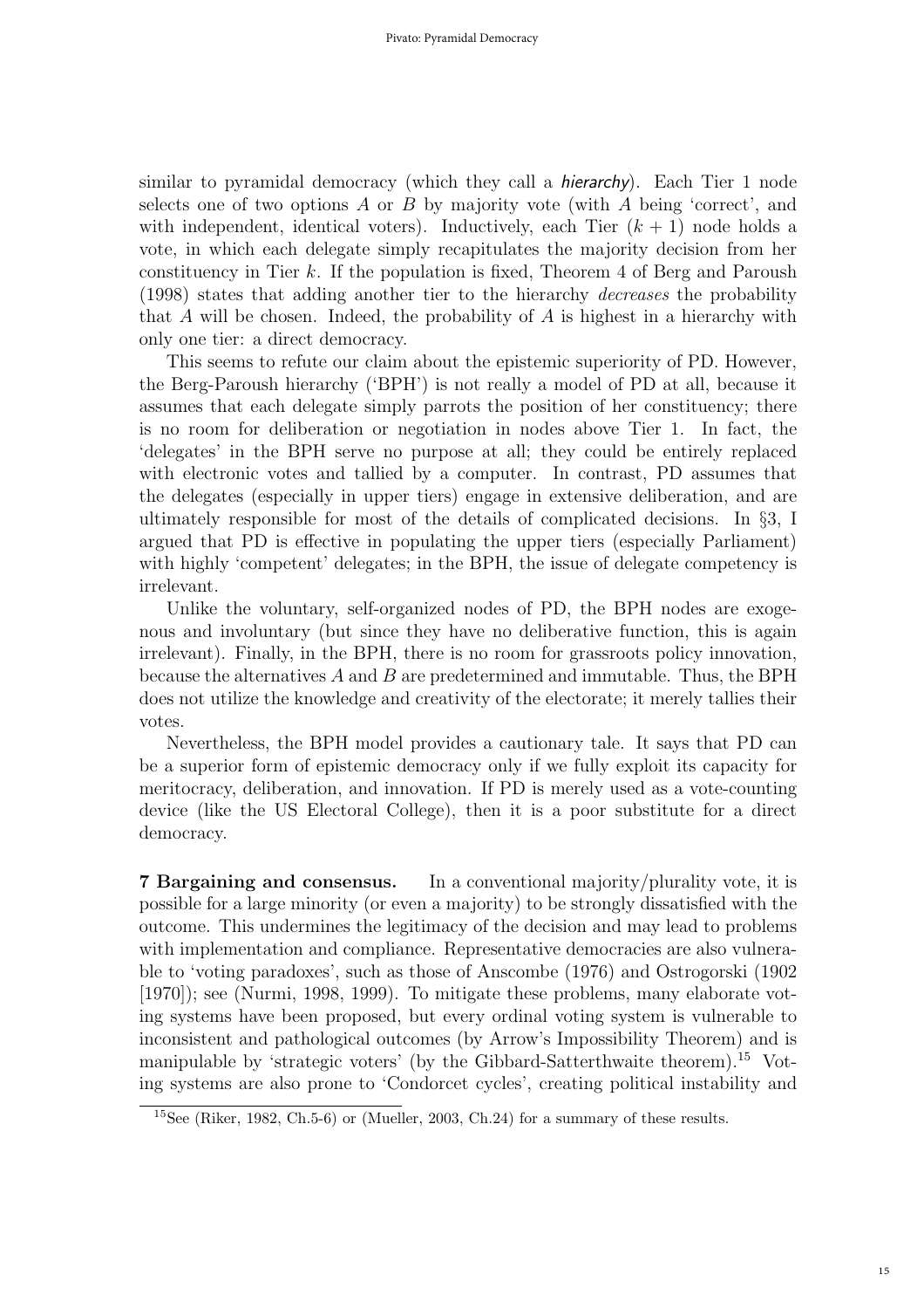similar to pyramidal democracy (which they call a *hierarchy*). Each Tier 1 node selects one of two options $A$ or $B$ by majority vote (with $A$ being 'correct', and with independent, identical voters). Inductively, each Tier $(k+1)$ node holds a vote, in which each delegate simply recapitulates the majority decision from her constituency in Tier $k$. If the population is fixed, Theorem 4 of Berg and Paroush (1998) states that adding another tier to the hierarchy *decreases* the probability that $A$ will be chosen. Indeed, the probability of $A$ is highest in a hierarchy with only one tier: a direct democracy.

This seems to refute our claim about the epistemic superiority of PD. However, the Berg-Paroush hierarchy ('BPH') is not really a model of PD at all, because it assumes that each delegate simply parrots the position of her constituency; there is no room for deliberation or negotiation in nodes above Tier 1. In fact, the 'delegates' in the BPH serve no purpose at all; they could be entirely replaced with electronic votes and tallied by a computer. In contrast, PD assumes that the delegates (especially in upper tiers) engage in extensive deliberation, and are ultimately responsible for most of the details of complicated decisions. In §3, I argued that PD is effective in populating the upper tiers (especially Parliament) with highly 'competent' delegates; in the BPH, the issue of delegate competency is irrelevant.

Unlike the voluntary, self-organized nodes of PD, the BPH nodes are exogenous and involuntary (but since they have no deliberative function, this is again irrelevant). Finally, in the BPH, there is no room for grassroots policy innovation, because the alternatives $A$ and $B$ are predetermined and immutable. Thus, the BPH does not utilize the knowledge and creativity of the electorate; it merely tallies their votes.

Nevertheless, the BPH model provides a cautionary tale. It says that PD can be a superior form of epistemic democracy only if we fully exploit its capacity for meritocracy, deliberation, and innovation. If PD is merely used as a vote-counting device (like the US Electoral College), then it is a poor substitute for a direct democracy.

**7 Bargaining and consensus.** In a conventional majority/plurality vote, it is possible for a large minority (or even a majority) to be strongly dissatisfied with the outcome. This undermines the legitimacy of the decision and may lead to problems with implementation and compliance. Representative democracies are also vulnerable to 'voting paradoxes', such as those of Anscombe (1976) and Ostrogorski (1902 [1970]); see (Nurmi, 1998, 1999). To mitigate these problems, many elaborate voting systems have been proposed, but every ordinal voting system is vulnerable to inconsistent and pathological outcomes (by Arrow's Impossibility Theorem) and is manipulable by 'strategic voters' (by the Gibbard-Satterthwaite theorem).[15] Voting systems are also prone to 'Condorcet cycles', creating political instability and

[15] See (Riker, 1982, Ch.5-6) or (Mueller, 2003, Ch.24) for a summary of these results.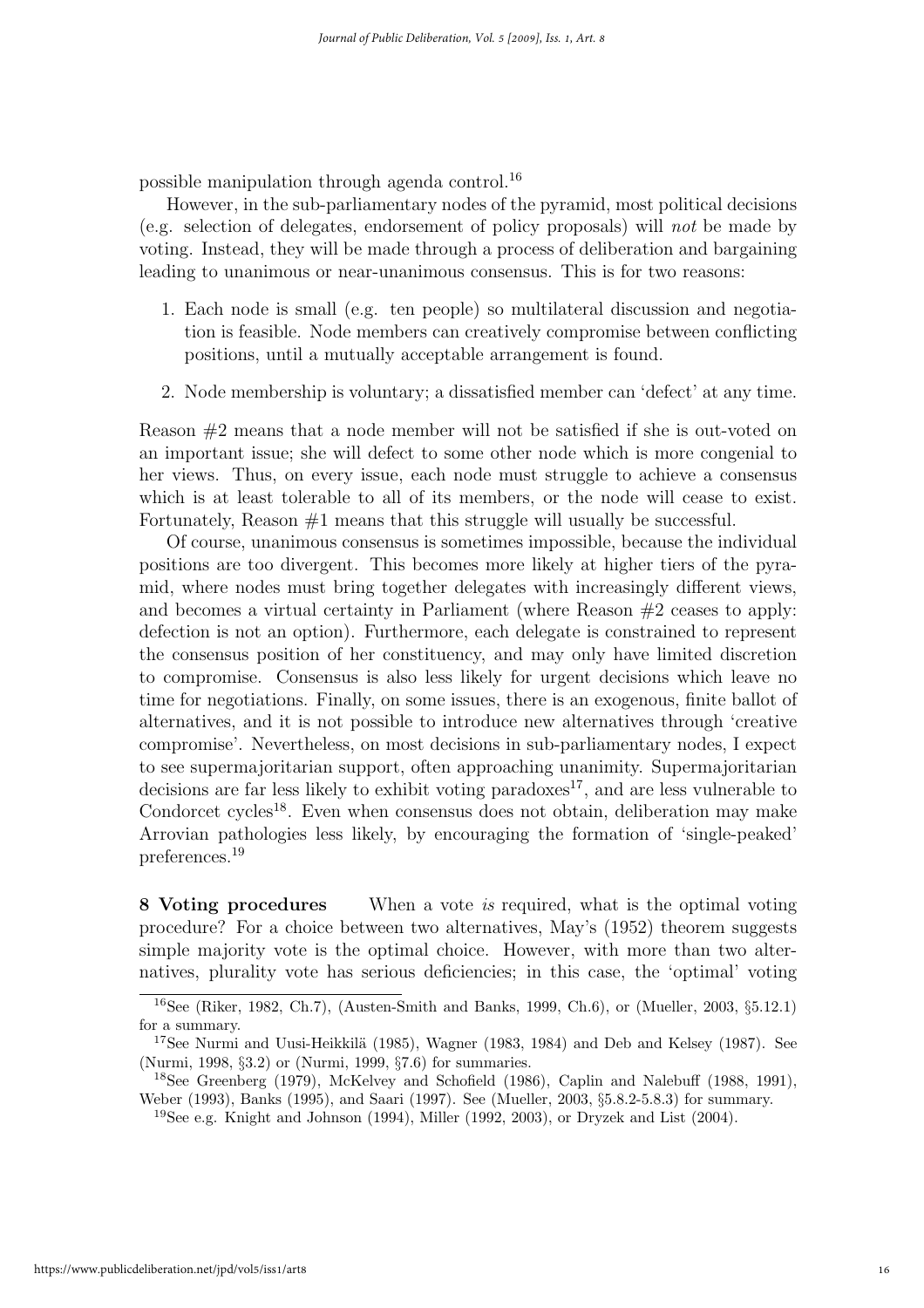possible manipulation through agenda control.[16]

However, in the sub-parliamentary nodes of the pyramid, most political decisions (e.g. selection of delegates, endorsement of policy proposals) will *not* be made by voting. Instead, they will be made through a process of deliberation and bargaining leading to unanimous or near-unanimous consensus. This is for two reasons:

1. Each node is small (e.g. ten people) so multilateral discussion and negotiation is feasible. Node members can creatively compromise between conflicting positions, until a mutually acceptable arrangement is found.
2. Node membership is voluntary; a dissatisfied member can 'defect' at any time.

Reason #2 means that a node member will not be satisfied if she is out-voted on an important issue; she will defect to some other node which is more congenial to her views. Thus, on every issue, each node must struggle to achieve a consensus which is at least tolerable to all of its members, or the node will cease to exist. Fortunately, Reason #1 means that this struggle will usually be successful.

Of course, unanimous consensus is sometimes impossible, because the individual positions are too divergent. This becomes more likely at higher tiers of the pyramid, where nodes must bring together delegates with increasingly different views, and becomes a virtual certainty in Parliament (where Reason #2 ceases to apply: defection is not an option). Furthermore, each delegate is constrained to represent the consensus position of her constituency, and may only have limited discretion to compromise. Consensus is also less likely for urgent decisions which leave no time for negotiations. Finally, on some issues, there is an exogenous, finite ballot of alternatives, and it is not possible to introduce new alternatives through 'creative compromise'. Nevertheless, on most decisions in sub-parliamentary nodes, I expect to see supermajoritarian support, often approaching unanimity. Supermajoritarian decisions are far less likely to exhibit voting paradoxes[17], and are less vulnerable to Condorcet cycles[18]. Even when consensus does not obtain, deliberation may make Arrovian pathologies less likely, by encouraging the formation of 'single-peaked' preferences.[19]

**8 Voting procedures** When a vote *is* required, what is the optimal voting procedure? For a choice between two alternatives, May's (1952) theorem suggests simple majority vote is the optimal choice. However, with more than two alternatives, plurality vote has serious deficiencies; in this case, the 'optimal' voting

[16] See (Riker, 1982, Ch.7), (Austen-Smith and Banks, 1999, Ch.6), or (Mueller, 2003, §5.12.1) for a summary.

[17] See Nurmi and Uusi-Heikkilä (1985), Wagner (1983, 1984) and Deb and Kelsey (1987). See (Nurmi, 1998, §3.2) or (Nurmi, 1999, §7.6) for summaries.

[18] See Greenberg (1979), McKelvey and Schofield (1986), Caplin and Nalebuff (1988, 1991), Weber (1993), Banks (1995), and Saari (1997). See (Mueller, 2003, §5.8.2-5.8.3) for summary.

[19] See e.g. Knight and Johnson (1994), Miller (1992, 2003), or Dryzek and List (2004).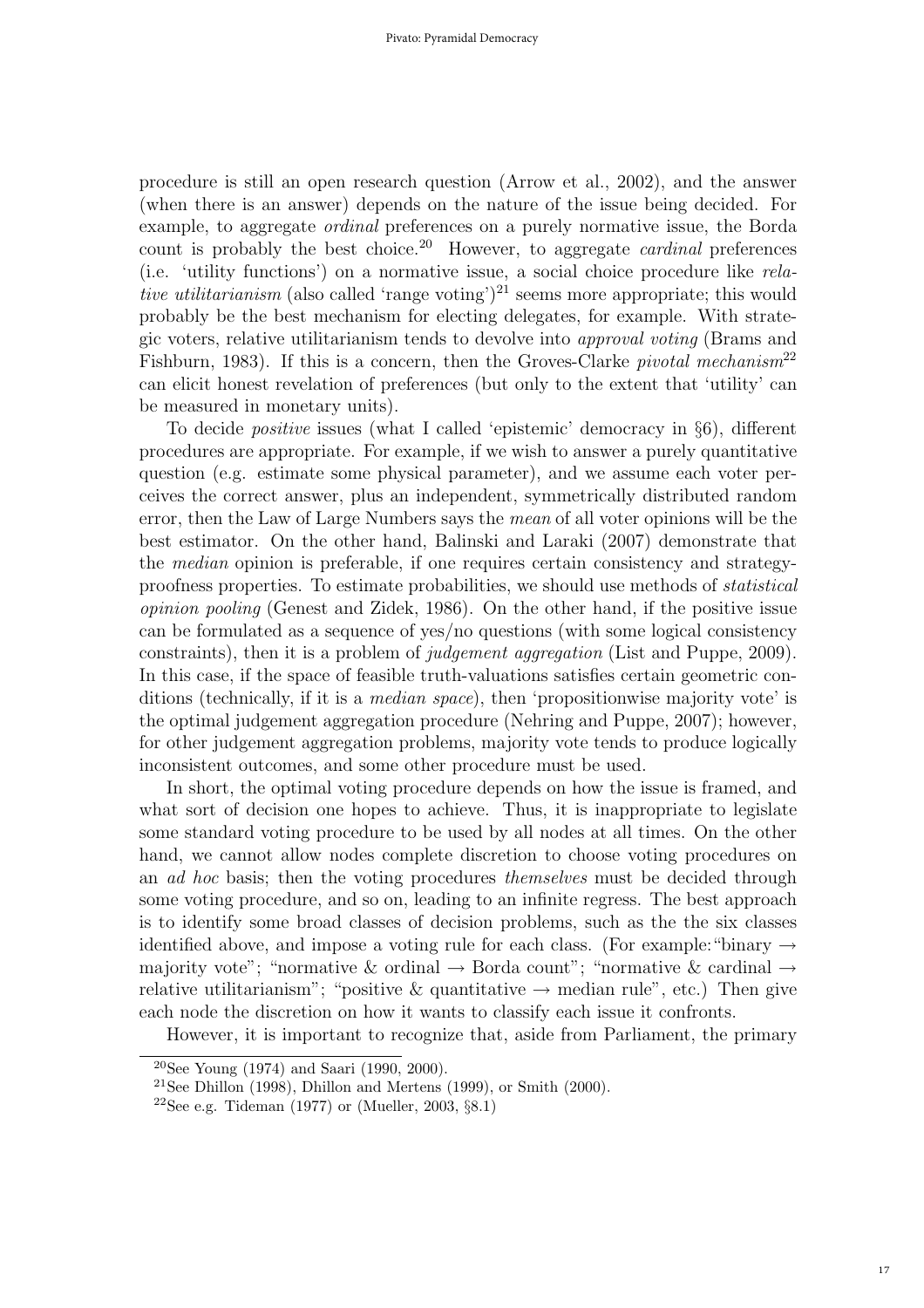procedure is still an open research question (Arrow et al., 2002), and the answer (when there is an answer) depends on the nature of the issue being decided. For example, to aggregate *ordinal* preferences on a purely normative issue, the Borda count is probably the best choice.[20] However, to aggregate *cardinal* preferences (i.e. 'utility functions') on a normative issue, a social choice procedure like *relative utilitarianism* (also called 'range voting')[21] seems more appropriate; this would probably be the best mechanism for electing delegates, for example. With strategic voters, relative utilitarianism tends to devolve into *approval voting* (Brams and Fishburn, 1983). If this is a concern, then the Groves-Clarke *pivotal mechanism*[22] can elicit honest revelation of preferences (but only to the extent that 'utility' can be measured in monetary units).

To decide *positive* issues (what I called 'epistemic' democracy in §6), different procedures are appropriate. For example, if we wish to answer a purely quantitative question (e.g. estimate some physical parameter), and we assume each voter perceives the correct answer, plus an independent, symmetrically distributed random error, then the Law of Large Numbers says the *mean* of all voter opinions will be the best estimator. On the other hand, Balinski and Laraki (2007) demonstrate that the *median* opinion is preferable, if one requires certain consistency and strategy-proofness properties. To estimate probabilities, we should use methods of *statistical opinion pooling* (Genest and Zidek, 1986). On the other hand, if the positive issue can be formulated as a sequence of yes/no questions (with some logical consistency constraints), then it is a problem of *judgement aggregation* (List and Puppe, 2009). In this case, if the space of feasible truth-valuations satisfies certain geometric conditions (technically, if it is a *median space*), then 'propositionwise majority vote' is the optimal judgement aggregation procedure (Nehring and Puppe, 2007); however, for other judgement aggregation problems, majority vote tends to produce logically inconsistent outcomes, and some other procedure must be used.

In short, the optimal voting procedure depends on how the issue is framed, and what sort of decision one hopes to achieve. Thus, it is inappropriate to legislate some standard voting procedure to be used by all nodes at all times. On the other hand, we cannot allow nodes complete discretion to choose voting procedures on an *ad hoc* basis; then the voting procedures *themselves* must be decided through some voting procedure, and so on, leading to an infinite regress. The best approach is to identify some broad classes of decision problems, such as the the six classes identified above, and impose a voting rule for each class. (For example: "binary → majority vote"; "normative & ordinal → Borda count"; "normative & cardinal → relative utilitarianism"; "positive & quantitative → median rule", etc.) Then give each node the discretion on how it wants to classify each issue it confronts.

However, it is important to recognize that, aside from Parliament, the primary

---

[20] See Young (1974) and Saari (1990, 2000).

[21] See Dhillon (1998), Dhillon and Mertens (1999), or Smith (2000).

[22] See e.g. Tideman (1977) or (Mueller, 2003, §8.1)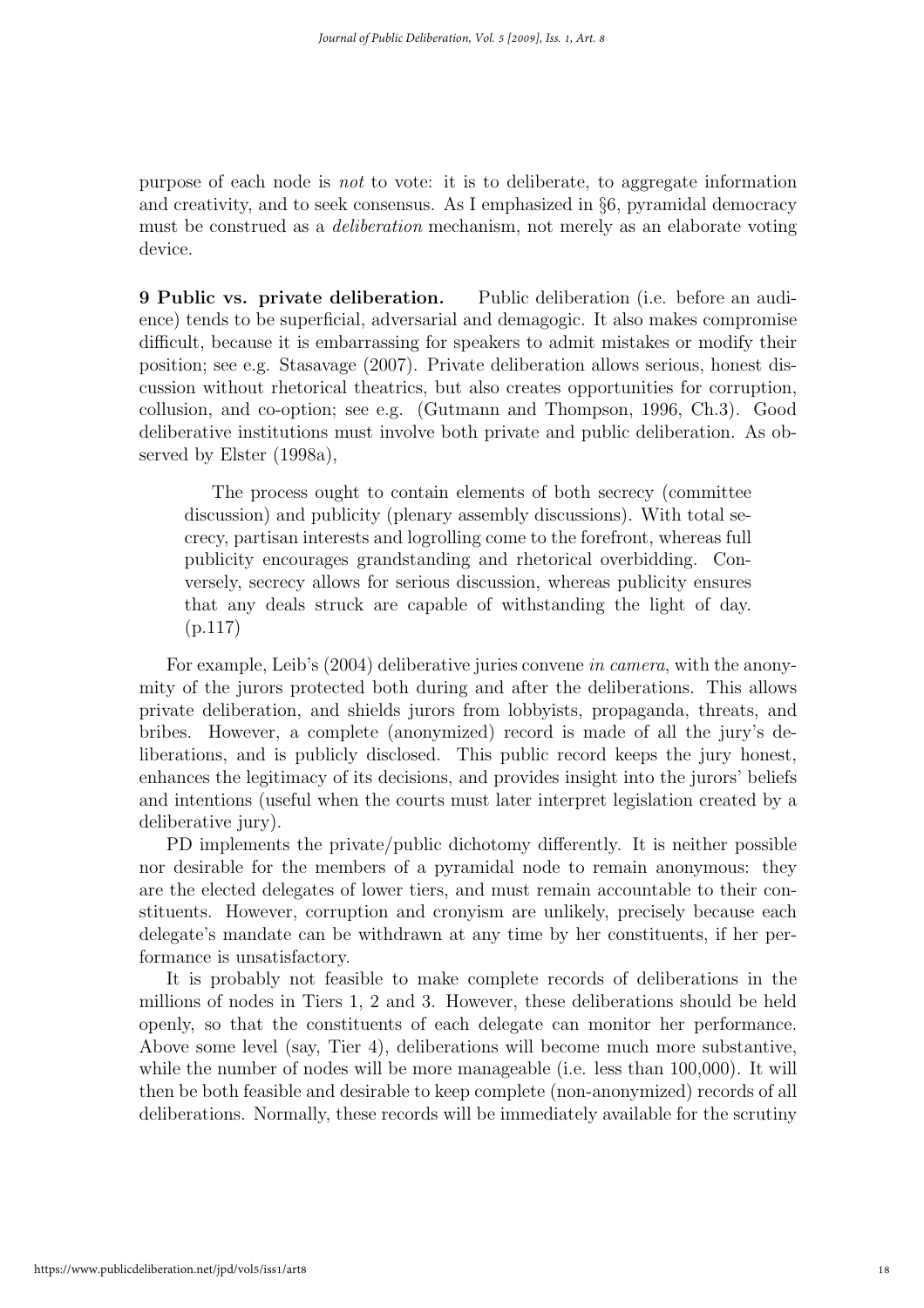purpose of each node is *not* to vote: it is to deliberate, to aggregate information and creativity, and to seek consensus. As I emphasized in §6, pyramidal democracy must be construed as a *deliberation* mechanism, not merely as an elaborate voting device.

**9 Public vs. private deliberation.** Public deliberation (i.e. before an audience) tends to be superficial, adversarial and demagogic. It also makes compromise difficult, because it is embarrassing for speakers to admit mistakes or modify their position; see e.g. Stasavage (2007). Private deliberation allows serious, honest discussion without rhetorical theatrics, but also creates opportunities for corruption, collusion, and co-option; see e.g. (Gutmann and Thompson, 1996, Ch.3). Good deliberative institutions must involve both private and public deliberation. As observed by Elster (1998a),

> The process ought to contain elements of both secrecy (committee discussion) and publicity (plenary assembly discussions). With total secrecy, partisan interests and logrolling come to the forefront, whereas full publicity encourages grandstanding and rhetorical overbidding. Conversely, secrecy allows for serious discussion, whereas publicity ensures that any deals struck are capable of withstanding the light of day. (p.117)

For example, Leib's (2004) deliberative juries convene *in camera*, with the anonymity of the jurors protected both during and after the deliberations. This allows private deliberation, and shields jurors from lobbyists, propaganda, threats, and bribes. However, a complete (anonymized) record is made of all the jury's deliberations, and is publicly disclosed. This public record keeps the jury honest, enhances the legitimacy of its decisions, and provides insight into the jurors' beliefs and intentions (useful when the courts must later interpret legislation created by a deliberative jury).

PD implements the private/public dichotomy differently. It is neither possible nor desirable for the members of a pyramidal node to remain anonymous: they are the elected delegates of lower tiers, and must remain accountable to their constituents. However, corruption and cronyism are unlikely, precisely because each delegate's mandate can be withdrawn at any time by her constituents, if her performance is unsatisfactory.

It is probably not feasible to make complete records of deliberations in the millions of nodes in Tiers 1, 2 and 3. However, these deliberations should be held openly, so that the constituents of each delegate can monitor her performance. Above some level (say, Tier 4), deliberations will become much more substantive, while the number of nodes will be more manageable (i.e. less than 100,000). It will then be both feasible and desirable to keep complete (non-anonymized) records of all deliberations. Normally, these records will be immediately available for the scrutiny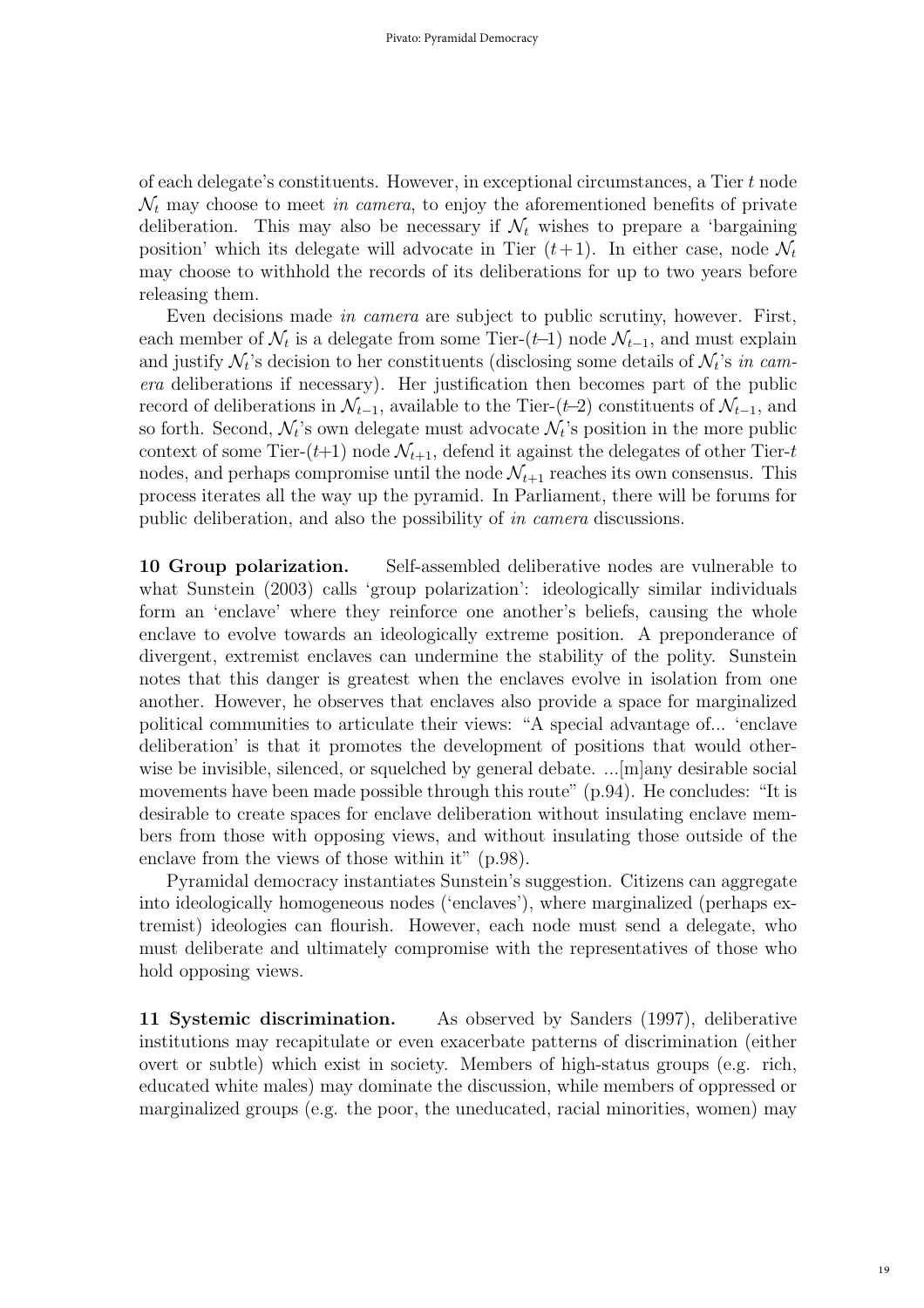of each delegate's constituents. However, in exceptional circumstances, a Tier $t$ node $\mathcal{N}_t$ may choose to meet *in camera*, to enjoy the aforementioned benefits of private deliberation. This may also be necessary if $\mathcal{N}_t$ wishes to prepare a 'bargaining position' which its delegate will advocate in Tier $(t+1)$. In either case, node $\mathcal{N}_t$ may choose to withhold the records of its deliberations for up to two years before releasing them.

Even decisions made *in camera* are subject to public scrutiny, however. First, each member of $\mathcal{N}_t$ is a delegate from some Tier-($t$–1) node $\mathcal{N}_{t-1}$, and must explain and justify $\mathcal{N}_t$'s decision to her constituents (disclosing some details of $\mathcal{N}_t$'s *in camera* deliberations if necessary). Her justification then becomes part of the public record of deliberations in $\mathcal{N}_{t-1}$, available to the Tier-($t$–2) constituents of $\mathcal{N}_{t-1}$, and so forth. Second, $\mathcal{N}_t$'s own delegate must advocate $\mathcal{N}_t$'s position in the more public context of some Tier-($t$+1) node $\mathcal{N}_{t+1}$, defend it against the delegates of other Tier-$t$ nodes, and perhaps compromise until the node $\mathcal{N}_{t+1}$ reaches its own consensus. This process iterates all the way up the pyramid. In Parliament, there will be forums for public deliberation, and also the possibility of *in camera* discussions.

**10 Group polarization.** Self-assembled deliberative nodes are vulnerable to what Sunstein (2003) calls 'group polarization': ideologically similar individuals form an 'enclave' where they reinforce one another's beliefs, causing the whole enclave to evolve towards an ideologically extreme position. A preponderance of divergent, extremist enclaves can undermine the stability of the polity. Sunstein notes that this danger is greatest when the enclaves evolve in isolation from one another. However, he observes that enclaves also provide a space for marginalized political communities to articulate their views: "A special advantage of... 'enclave deliberation' is that it promotes the development of positions that would otherwise be invisible, silenced, or squelched by general debate. ...[m]any desirable social movements have been made possible through this route" (p.94). He concludes: "It is desirable to create spaces for enclave deliberation without insulating enclave members from those with opposing views, and without insulating those outside of the enclave from the views of those within it" (p.98).

Pyramidal democracy instantiates Sunstein's suggestion. Citizens can aggregate into ideologically homogeneous nodes ('enclaves'), where marginalized (perhaps extremist) ideologies can flourish. However, each node must send a delegate, who must deliberate and ultimately compromise with the representatives of those who hold opposing views.

**11 Systemic discrimination.** As observed by Sanders (1997), deliberative institutions may recapitulate or even exacerbate patterns of discrimination (either overt or subtle) which exist in society. Members of high-status groups (e.g. rich, educated white males) may dominate the discussion, while members of oppressed or marginalized groups (e.g. the poor, the uneducated, racial minorities, women) may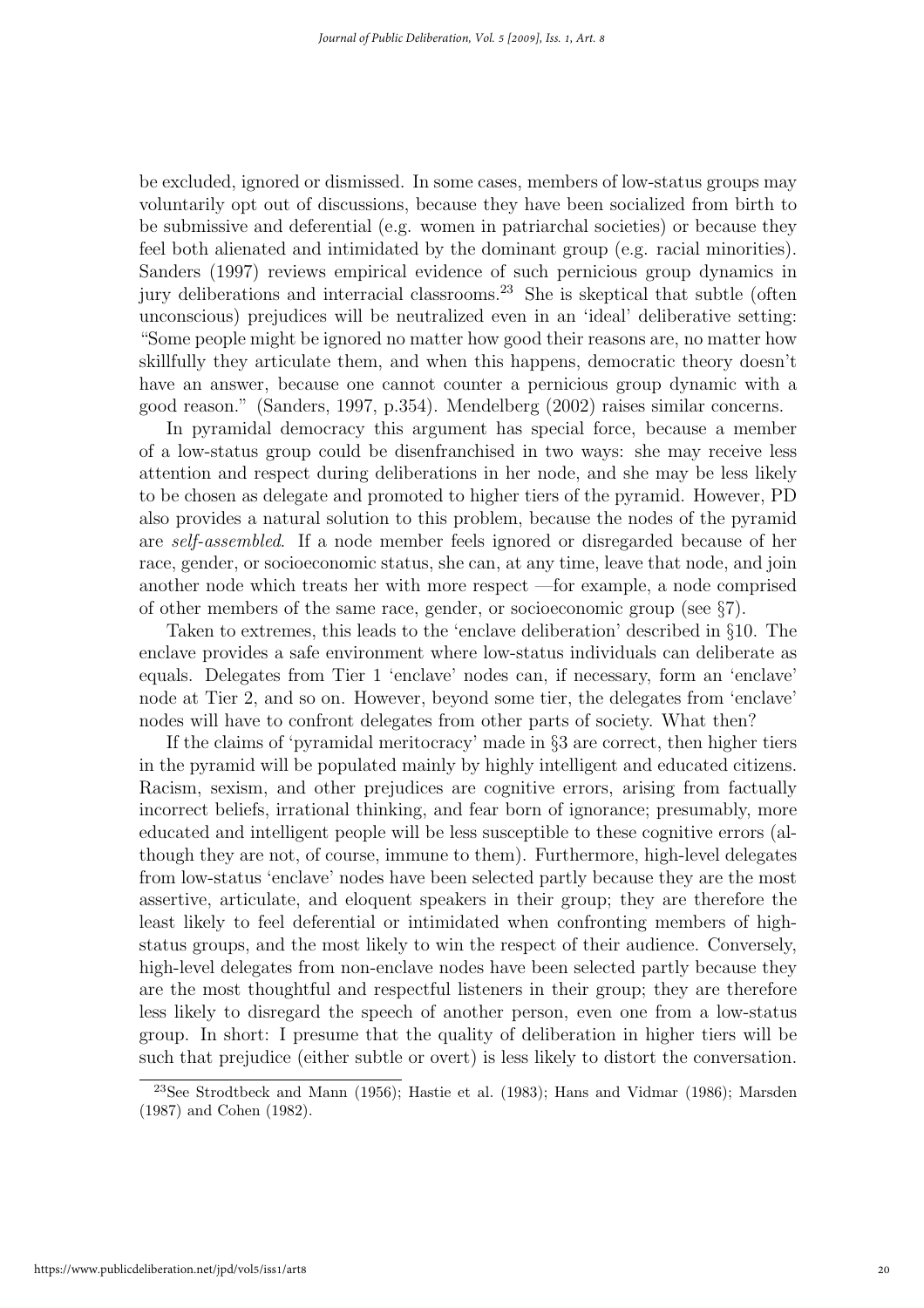be excluded, ignored or dismissed. In some cases, members of low-status groups may voluntarily opt out of discussions, because they have been socialized from birth to be submissive and deferential (e.g. women in patriarchal societies) or because they feel both alienated and intimidated by the dominant group (e.g. racial minorities). Sanders (1997) reviews empirical evidence of such pernicious group dynamics in jury deliberations and interracial classrooms.[23] She is skeptical that subtle (often unconscious) prejudices will be neutralized even in an 'ideal' deliberative setting: "Some people might be ignored no matter how good their reasons are, no matter how skillfully they articulate them, and when this happens, democratic theory doesn't have an answer, because one cannot counter a pernicious group dynamic with a good reason." (Sanders, 1997, p.354). Mendelberg (2002) raises similar concerns.

In pyramidal democracy this argument has special force, because a member of a low-status group could be disenfranchised in two ways: she may receive less attention and respect during deliberations in her node, and she may be less likely to be chosen as delegate and promoted to higher tiers of the pyramid. However, PD also provides a natural solution to this problem, because the nodes of the pyramid are *self-assembled*. If a node member feels ignored or disregarded because of her race, gender, or socioeconomic status, she can, at any time, leave that node, and join another node which treats her with more respect —for example, a node comprised of other members of the same race, gender, or socioeconomic group (see §7).

Taken to extremes, this leads to the 'enclave deliberation' described in §10. The enclave provides a safe environment where low-status individuals can deliberate as equals. Delegates from Tier 1 'enclave' nodes can, if necessary, form an 'enclave' node at Tier 2, and so on. However, beyond some tier, the delegates from 'enclave' nodes will have to confront delegates from other parts of society. What then?

If the claims of 'pyramidal meritocracy' made in §3 are correct, then higher tiers in the pyramid will be populated mainly by highly intelligent and educated citizens. Racism, sexism, and other prejudices are cognitive errors, arising from factually incorrect beliefs, irrational thinking, and fear born of ignorance; presumably, more educated and intelligent people will be less susceptible to these cognitive errors (although they are not, of course, immune to them). Furthermore, high-level delegates from low-status 'enclave' nodes have been selected partly because they are the most assertive, articulate, and eloquent speakers in their group; they are therefore the least likely to feel deferential or intimidated when confronting members of high-status groups, and the most likely to win the respect of their audience. Conversely, high-level delegates from non-enclave nodes have been selected partly because they are the most thoughtful and respectful listeners in their group; they are therefore less likely to disregard the speech of another person, even one from a low-status group. In short: I presume that the quality of deliberation in higher tiers will be such that prejudice (either subtle or overt) is less likely to distort the conversation.

[23] See Strodtbeck and Mann (1956); Hastie et al. (1983); Hans and Vidmar (1986); Marsden (1987) and Cohen (1982).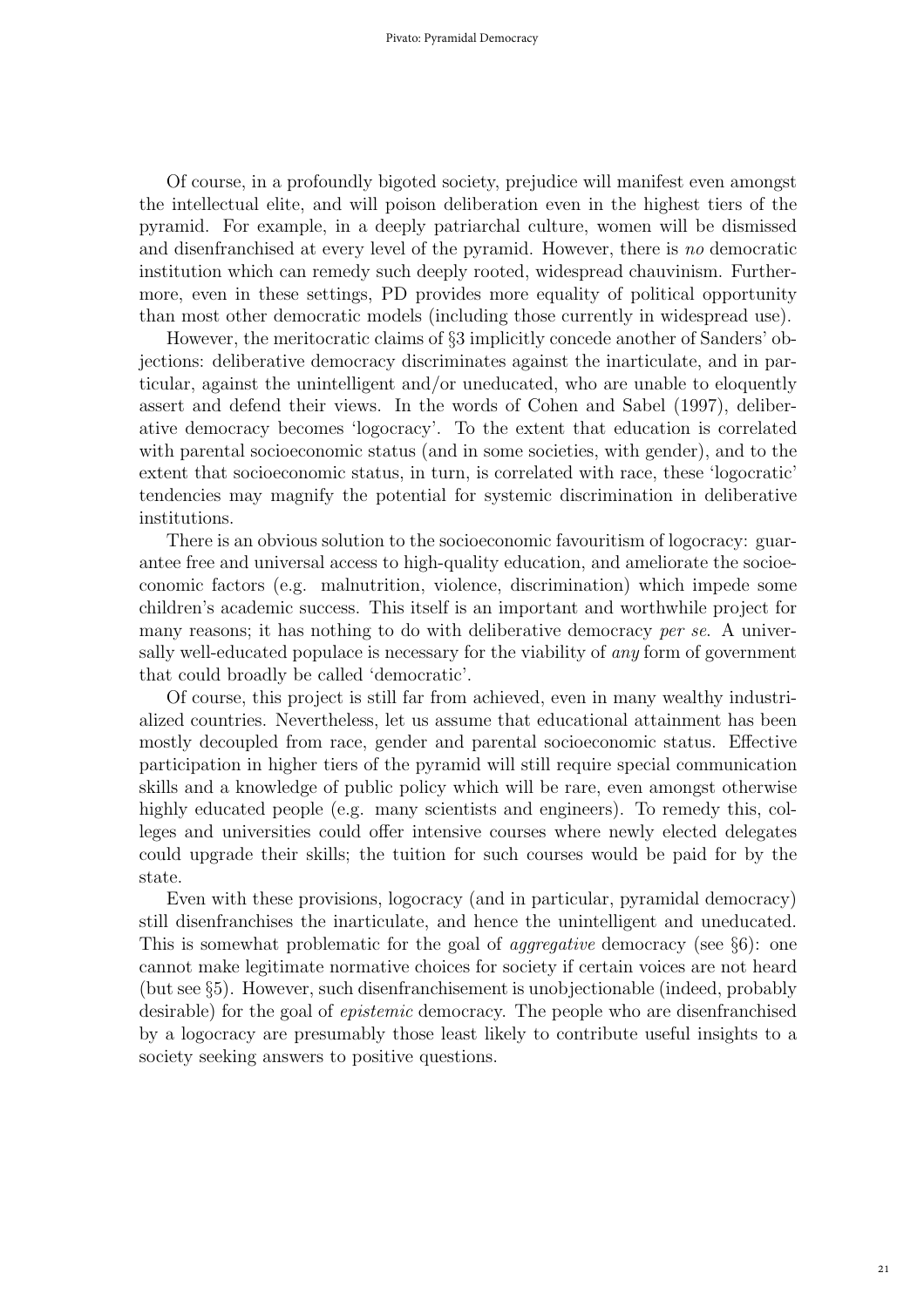Of course, in a profoundly bigoted society, prejudice will manifest even amongst the intellectual elite, and will poison deliberation even in the highest tiers of the pyramid. For example, in a deeply patriarchal culture, women will be dismissed and disenfranchised at every level of the pyramid. However, there is *no* democratic institution which can remedy such deeply rooted, widespread chauvinism. Furthermore, even in these settings, PD provides more equality of political opportunity than most other democratic models (including those currently in widespread use).

However, the meritocratic claims of §3 implicitly concede another of Sanders' objections: deliberative democracy discriminates against the inarticulate, and in particular, against the unintelligent and/or uneducated, who are unable to eloquently assert and defend their views. In the words of Cohen and Sabel (1997), deliberative democracy becomes 'logocracy'. To the extent that education is correlated with parental socioeconomic status (and in some societies, with gender), and to the extent that socioeconomic status, in turn, is correlated with race, these 'logocratic' tendencies may magnify the potential for systemic discrimination in deliberative institutions.

There is an obvious solution to the socioeconomic favouritism of logocracy: guarantee free and universal access to high-quality education, and ameliorate the socioeconomic factors (e.g. malnutrition, violence, discrimination) which impede some children's academic success. This itself is an important and worthwhile project for many reasons; it has nothing to do with deliberative democracy *per se*. A universally well-educated populace is necessary for the viability of *any* form of government that could broadly be called 'democratic'.

Of course, this project is still far from achieved, even in many wealthy industrialized countries. Nevertheless, let us assume that educational attainment has been mostly decoupled from race, gender and parental socioeconomic status. Effective participation in higher tiers of the pyramid will still require special communication skills and a knowledge of public policy which will be rare, even amongst otherwise highly educated people (e.g. many scientists and engineers). To remedy this, colleges and universities could offer intensive courses where newly elected delegates could upgrade their skills; the tuition for such courses would be paid for by the state.

Even with these provisions, logocracy (and in particular, pyramidal democracy) still disenfranchises the inarticulate, and hence the unintelligent and uneducated. This is somewhat problematic for the goal of *aggregative* democracy (see §6): one cannot make legitimate normative choices for society if certain voices are not heard (but see §5). However, such disenfranchisement is unobjectionable (indeed, probably desirable) for the goal of *epistemic* democracy. The people who are disenfranchised by a logocracy are presumably those least likely to contribute useful insights to a society seeking answers to positive questions.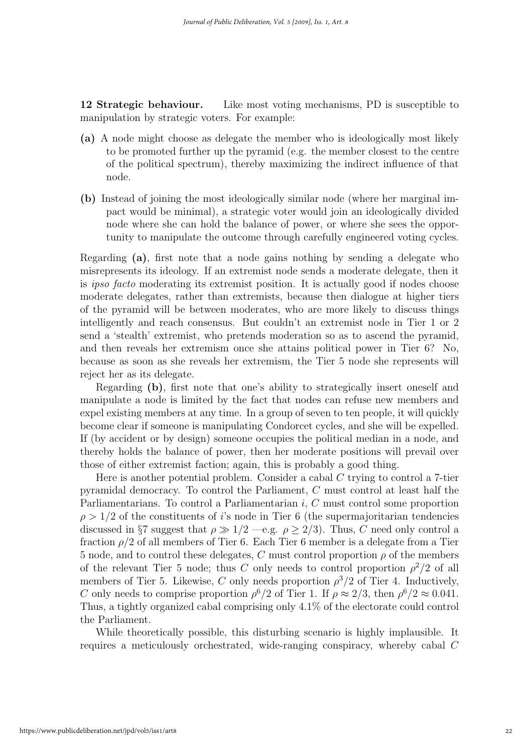**12 Strategic behaviour.** Like most voting mechanisms, PD is susceptible to manipulation by strategic voters. For example:

**(a)** A node might choose as delegate the member who is ideologically most likely to be promoted further up the pyramid (e.g. the member closest to the centre of the political spectrum), thereby maximizing the indirect influence of that node.

**(b)** Instead of joining the most ideologically similar node (where her marginal impact would be minimal), a strategic voter would join an ideologically divided node where she can hold the balance of power, or where she sees the opportunity to manipulate the outcome through carefully engineered voting cycles.

Regarding **(a)**, first note that a node gains nothing by sending a delegate who misrepresents its ideology. If an extremist node sends a moderate delegate, then it is *ipso facto* moderating its extremist position. It is actually good if nodes choose moderate delegates, rather than extremists, because then dialogue at higher tiers of the pyramid will be between moderates, who are more likely to discuss things intelligently and reach consensus. But couldn't an extremist node in Tier 1 or 2 send a 'stealth' extremist, who pretends moderation so as to ascend the pyramid, and then reveals her extremism once she attains political power in Tier 6? No, because as soon as she reveals her extremism, the Tier 5 node she represents will reject her as its delegate.

Regarding **(b)**, first note that one's ability to strategically insert oneself and manipulate a node is limited by the fact that nodes can refuse new members and expel existing members at any time. In a group of seven to ten people, it will quickly become clear if someone is manipulating Condorcet cycles, and she will be expelled. If (by accident or by design) someone occupies the political median in a node, and thereby holds the balance of power, then her moderate positions will prevail over those of either extremist faction; again, this is probably a good thing.

Here is another potential problem. Consider a cabal $C$ trying to control a 7-tier pyramidal democracy. To control the Parliament, $C$ must control at least half the Parliamentarians. To control a Parliamentarian $i$, $C$ must control some proportion $\rho > 1/2$ of the constituents of $i$'s node in Tier 6 (the supermajoritarian tendencies discussed in §7 suggest that $\rho \gg 1/2$ —e.g. $\rho \geq 2/3$). Thus, $C$ need only control a fraction $\rho/2$ of all members of Tier 6. Each Tier 6 member is a delegate from a Tier 5 node, and to control these delegates, $C$ must control proportion $\rho$ of the members of the relevant Tier 5 node; thus $C$ only needs to control proportion $\rho^2/2$ of all members of Tier 5. Likewise, $C$ only needs proportion $\rho^3/2$ of Tier 4. Inductively, $C$ only needs to comprise proportion $\rho^6/2$ of Tier 1. If $\rho \approx 2/3$, then $\rho^6/2 \approx 0.041$. Thus, a tightly organized cabal comprising only 4.1% of the electorate could control the Parliament.

While theoretically possible, this disturbing scenario is highly implausible. It requires a meticulously orchestrated, wide-ranging conspiracy, whereby cabal $C$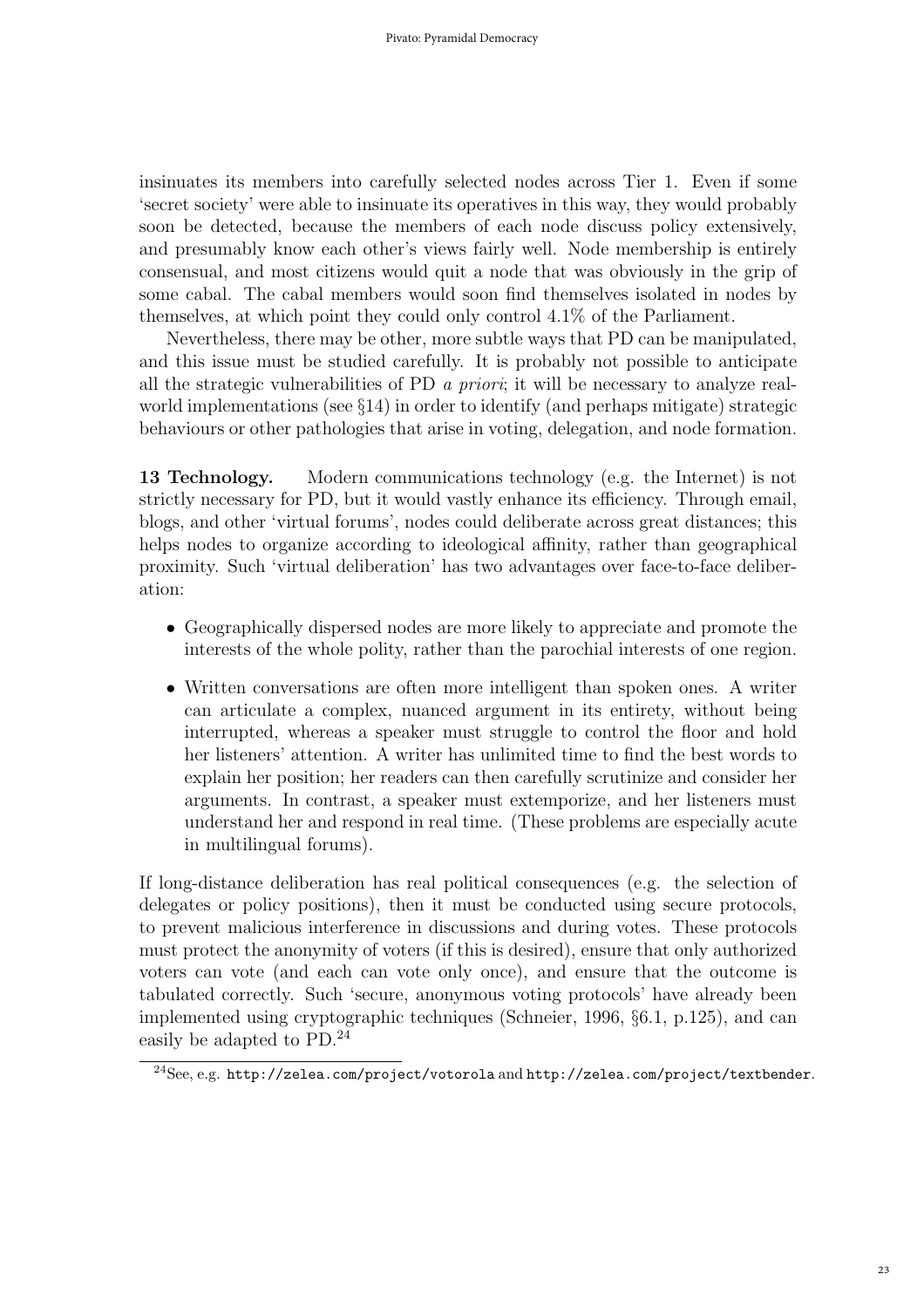insinuates its members into carefully selected nodes across Tier 1. Even if some 'secret society' were able to insinuate its operatives in this way, they would probably soon be detected, because the members of each node discuss policy extensively, and presumably know each other's views fairly well. Node membership is entirely consensual, and most citizens would quit a node that was obviously in the grip of some cabal. The cabal members would soon find themselves isolated in nodes by themselves, at which point they could only control 4.1% of the Parliament.

Nevertheless, there may be other, more subtle ways that PD can be manipulated, and this issue must be studied carefully. It is probably not possible to anticipate all the strategic vulnerabilities of PD *a priori*; it will be necessary to analyze real-world implementations (see §14) in order to identify (and perhaps mitigate) strategic behaviours or other pathologies that arise in voting, delegation, and node formation.

**13 Technology.** Modern communications technology (e.g. the Internet) is not strictly necessary for PD, but it would vastly enhance its efficiency. Through email, blogs, and other 'virtual forums', nodes could deliberate across great distances; this helps nodes to organize according to ideological affinity, rather than geographical proximity. Such 'virtual deliberation' has two advantages over face-to-face deliberation:

- Geographically dispersed nodes are more likely to appreciate and promote the interests of the whole polity, rather than the parochial interests of one region.
- Written conversations are often more intelligent than spoken ones. A writer can articulate a complex, nuanced argument in its entirety, without being interrupted, whereas a speaker must struggle to control the floor and hold her listeners' attention. A writer has unlimited time to find the best words to explain her position; her readers can then carefully scrutinize and consider her arguments. In contrast, a speaker must extemporize, and her listeners must understand her and respond in real time. (These problems are especially acute in multilingual forums).

If long-distance deliberation has real political consequences (e.g. the selection of delegates or policy positions), then it must be conducted using secure protocols, to prevent malicious interference in discussions and during votes. These protocols must protect the anonymity of voters (if this is desired), ensure that only authorized voters can vote (and each can vote only once), and ensure that the outcome is tabulated correctly. Such 'secure, anonymous voting protocols' have already been implemented using cryptographic techniques (Schneier, 1996, §6.1, p.125), and can easily be adapted to PD.[24]

[24] See, e.g. http://zelea.com/project/votorola and http://zelea.com/project/textbender.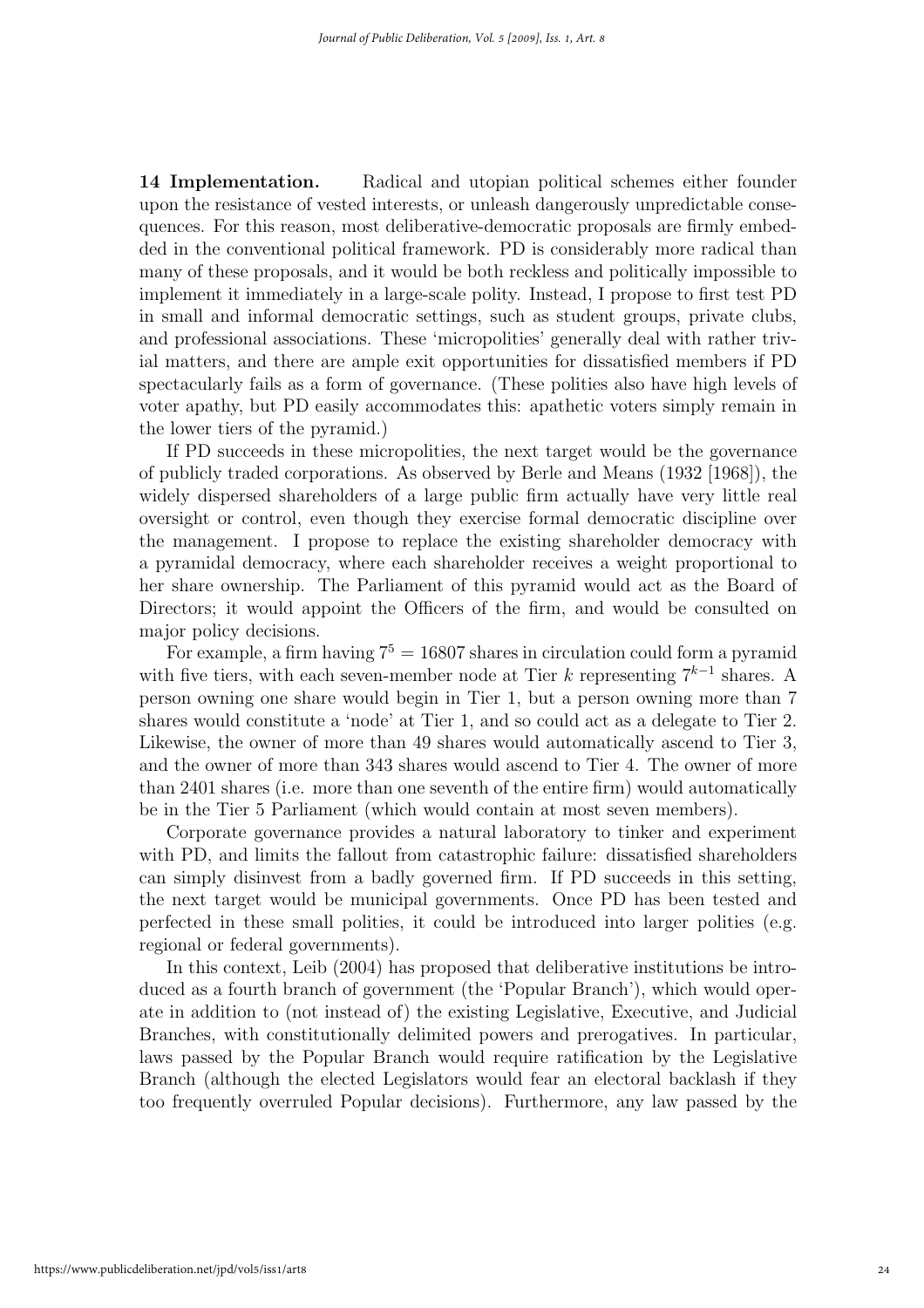**14 Implementation.** Radical and utopian political schemes either founder upon the resistance of vested interests, or unleash dangerously unpredictable consequences. For this reason, most deliberative-democratic proposals are firmly embedded in the conventional political framework. PD is considerably more radical than many of these proposals, and it would be both reckless and politically impossible to implement it immediately in a large-scale polity. Instead, I propose to first test PD in small and informal democratic settings, such as student groups, private clubs, and professional associations. These 'micropolities' generally deal with rather trivial matters, and there are ample exit opportunities for dissatisfied members if PD spectacularly fails as a form of governance. (These polities also have high levels of voter apathy, but PD easily accommodates this: apathetic voters simply remain in the lower tiers of the pyramid.)

If PD succeeds in these micropolities, the next target would be the governance of publicly traded corporations. As observed by Berle and Means (1932 [1968]), the widely dispersed shareholders of a large public firm actually have very little real oversight or control, even though they exercise formal democratic discipline over the management. I propose to replace the existing shareholder democracy with a pyramidal democracy, where each shareholder receives a weight proportional to her share ownership. The Parliament of this pyramid would act as the Board of Directors; it would appoint the Officers of the firm, and would be consulted on major policy decisions.

For example, a firm having $7^5 = 16807$ shares in circulation could form a pyramid with five tiers, with each seven-member node at Tier $k$ representing $7^{k-1}$ shares. A person owning one share would begin in Tier 1, but a person owning more than 7 shares would constitute a 'node' at Tier 1, and so could act as a delegate to Tier 2. Likewise, the owner of more than 49 shares would automatically ascend to Tier 3, and the owner of more than 343 shares would ascend to Tier 4. The owner of more than 2401 shares (i.e. more than one seventh of the entire firm) would automatically be in the Tier 5 Parliament (which would contain at most seven members).

Corporate governance provides a natural laboratory to tinker and experiment with PD, and limits the fallout from catastrophic failure: dissatisfied shareholders can simply disinvest from a badly governed firm. If PD succeeds in this setting, the next target would be municipal governments. Once PD has been tested and perfected in these small polities, it could be introduced into larger polities (e.g. regional or federal governments).

In this context, Leib (2004) has proposed that deliberative institutions be introduced as a fourth branch of government (the 'Popular Branch'), which would operate in addition to (not instead of) the existing Legislative, Executive, and Judicial Branches, with constitutionally delimited powers and prerogatives. In particular, laws passed by the Popular Branch would require ratification by the Legislative Branch (although the elected Legislators would fear an electoral backlash if they too frequently overruled Popular decisions). Furthermore, any law passed by the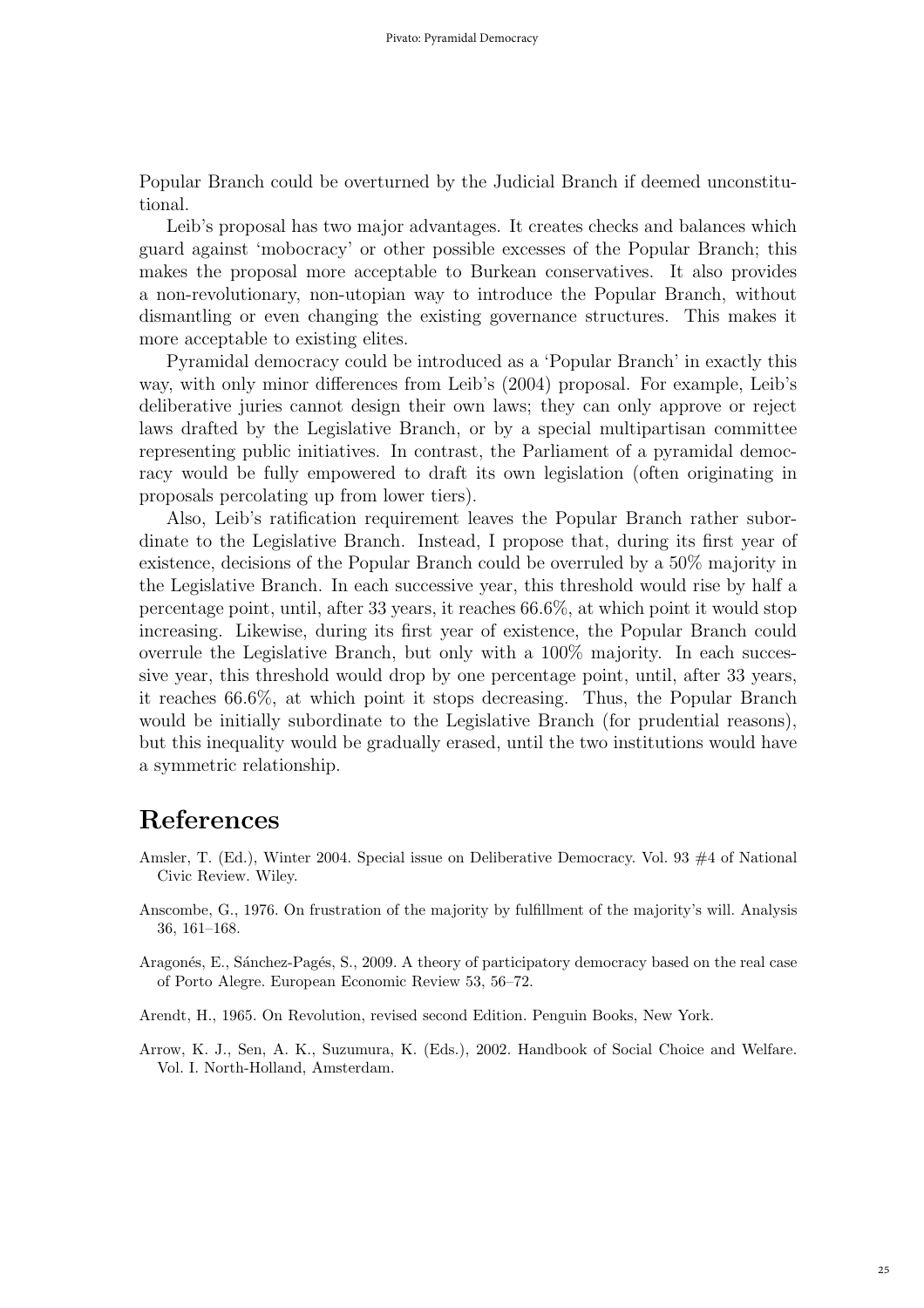Popular Branch could be overturned by the Judicial Branch if deemed unconstitutional.

Leib's proposal has two major advantages. It creates checks and balances which guard against 'mobocracy' or other possible excesses of the Popular Branch; this makes the proposal more acceptable to Burkean conservatives. It also provides a non-revolutionary, non-utopian way to introduce the Popular Branch, without dismantling or even changing the existing governance structures. This makes it more acceptable to existing elites.

Pyramidal democracy could be introduced as a 'Popular Branch' in exactly this way, with only minor differences from Leib's (2004) proposal. For example, Leib's deliberative juries cannot design their own laws; they can only approve or reject laws drafted by the Legislative Branch, or by a special multipartisan committee representing public initiatives. In contrast, the Parliament of a pyramidal democracy would be fully empowered to draft its own legislation (often originating in proposals percolating up from lower tiers).

Also, Leib's ratification requirement leaves the Popular Branch rather subordinate to the Legislative Branch. Instead, I propose that, during its first year of existence, decisions of the Popular Branch could be overruled by a 50% majority in the Legislative Branch. In each successive year, this threshold would rise by half a percentage point, until, after 33 years, it reaches 66.6%, at which point it would stop increasing. Likewise, during its first year of existence, the Popular Branch could overrule the Legislative Branch, but only with a 100% majority. In each successive year, this threshold would drop by one percentage point, until, after 33 years, it reaches 66.6%, at which point it stops decreasing. Thus, the Popular Branch would be initially subordinate to the Legislative Branch (for prudential reasons), but this inequality would be gradually erased, until the two institutions would have a symmetric relationship.

# References

Amsler, T. (Ed.), Winter 2004. Special issue on Deliberative Democracy. Vol. 93 #4 of National Civic Review. Wiley.

Anscombe, G., 1976. On frustration of the majority by fulfillment of the majority's will. Analysis 36, 161–168.

Aragonés, E., Sánchez-Pagés, S., 2009. A theory of participatory democracy based on the real case of Porto Alegre. European Economic Review 53, 56–72.

Arendt, H., 1965. On Revolution, revised second Edition. Penguin Books, New York.

Arrow, K. J., Sen, A. K., Suzumura, K. (Eds.), 2002. Handbook of Social Choice and Welfare. Vol. I. North-Holland, Amsterdam.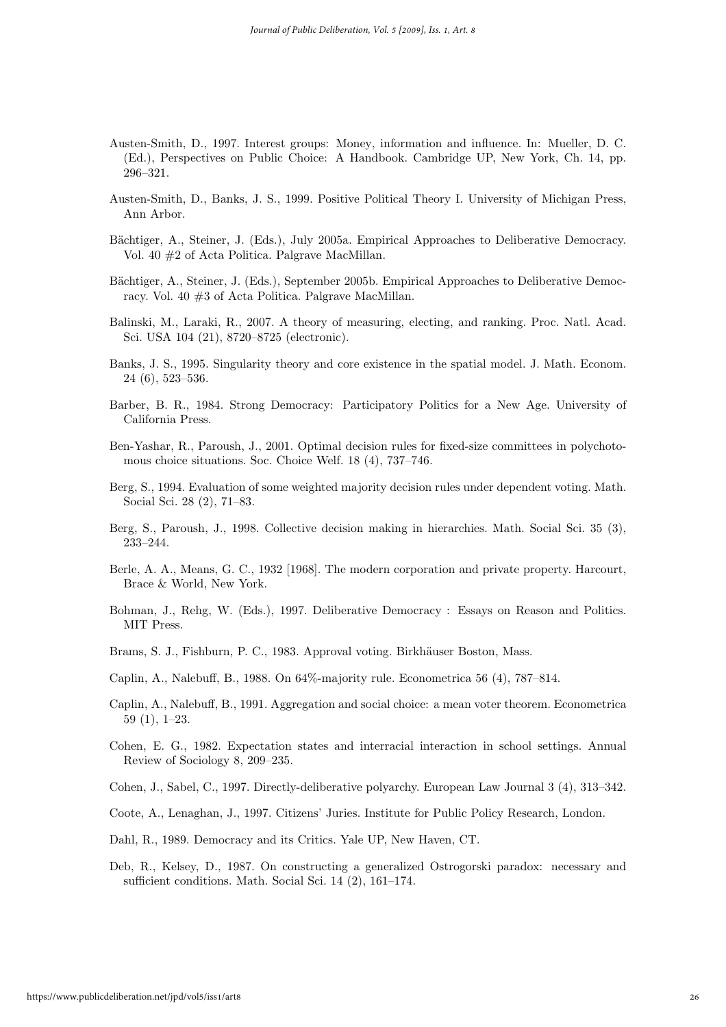Austen-Smith, D., 1997. Interest groups: Money, information and influence. In: Mueller, D. C. (Ed.), Perspectives on Public Choice: A Handbook. Cambridge UP, New York, Ch. 14, pp. 296–321.

Austen-Smith, D., Banks, J. S., 1999. Positive Political Theory I. University of Michigan Press, Ann Arbor.

Bächtiger, A., Steiner, J. (Eds.), July 2005a. Empirical Approaches to Deliberative Democracy. Vol. 40 #2 of Acta Politica. Palgrave MacMillan.

Bächtiger, A., Steiner, J. (Eds.), September 2005b. Empirical Approaches to Deliberative Democracy. Vol. 40 #3 of Acta Politica. Palgrave MacMillan.

Balinski, M., Laraki, R., 2007. A theory of measuring, electing, and ranking. Proc. Natl. Acad. Sci. USA 104 (21), 8720–8725 (electronic).

Banks, J. S., 1995. Singularity theory and core existence in the spatial model. J. Math. Econom. 24 (6), 523–536.

Barber, B. R., 1984. Strong Democracy: Participatory Politics for a New Age. University of California Press.

Ben-Yashar, R., Paroush, J., 2001. Optimal decision rules for fixed-size committees in polychotomous choice situations. Soc. Choice Welf. 18 (4), 737–746.

Berg, S., 1994. Evaluation of some weighted majority decision rules under dependent voting. Math. Social Sci. 28 (2), 71–83.

Berg, S., Paroush, J., 1998. Collective decision making in hierarchies. Math. Social Sci. 35 (3), 233–244.

Berle, A. A., Means, G. C., 1932 [1968]. The modern corporation and private property. Harcourt, Brace & World, New York.

Bohman, J., Rehg, W. (Eds.), 1997. Deliberative Democracy : Essays on Reason and Politics. MIT Press.

Brams, S. J., Fishburn, P. C., 1983. Approval voting. Birkhäuser Boston, Mass.

Caplin, A., Nalebuff, B., 1988. On 64%-majority rule. Econometrica 56 (4), 787–814.

Caplin, A., Nalebuff, B., 1991. Aggregation and social choice: a mean voter theorem. Econometrica 59 (1), 1–23.

Cohen, E. G., 1982. Expectation states and interracial interaction in school settings. Annual Review of Sociology 8, 209–235.

Cohen, J., Sabel, C., 1997. Directly-deliberative polyarchy. European Law Journal 3 (4), 313–342.

Coote, A., Lenaghan, J., 1997. Citizens' Juries. Institute for Public Policy Research, London.

Dahl, R., 1989. Democracy and its Critics. Yale UP, New Haven, CT.

Deb, R., Kelsey, D., 1987. On constructing a generalized Ostrogorski paradox: necessary and sufficient conditions. Math. Social Sci. 14 (2), 161–174.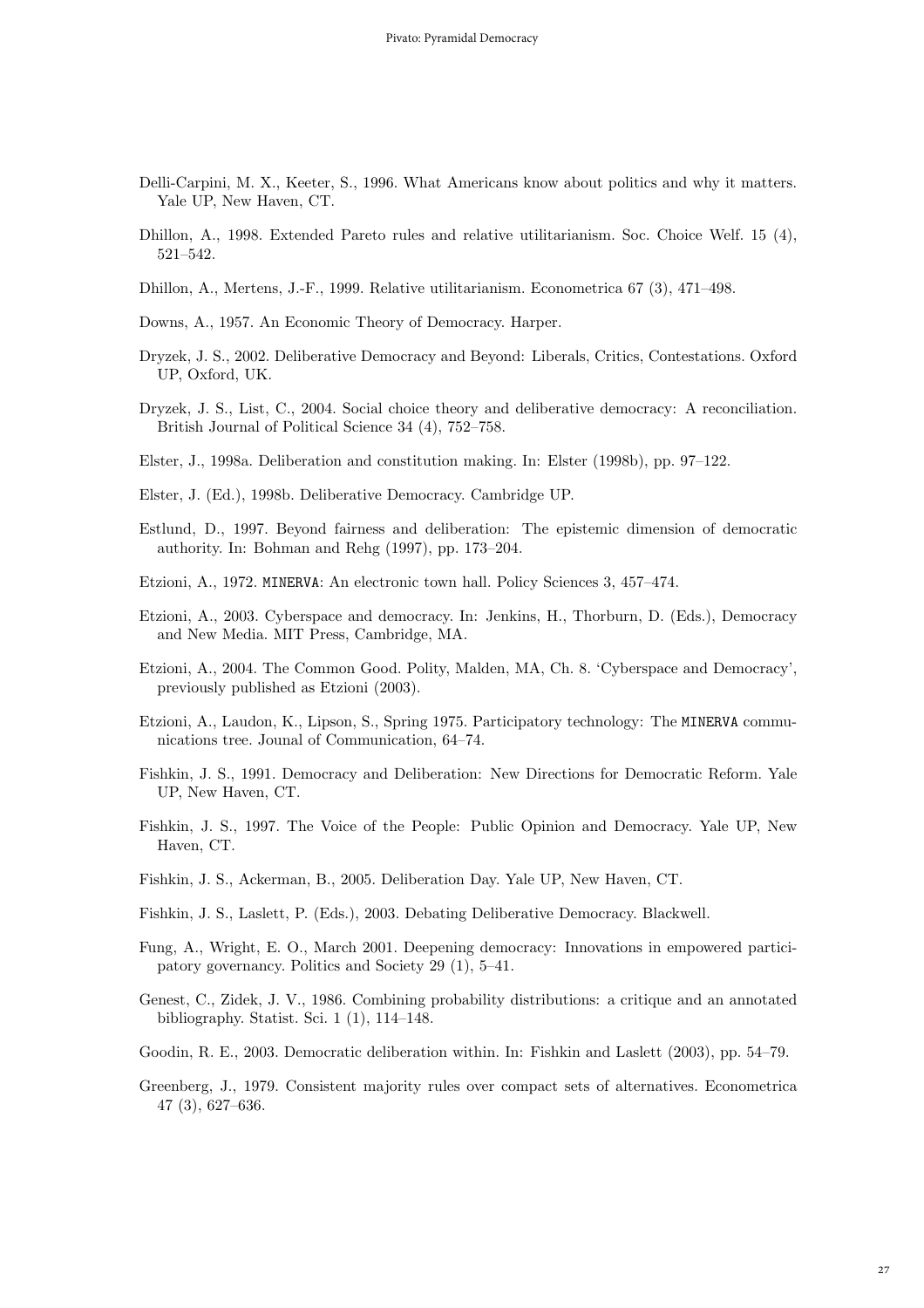Delli-Carpini, M. X., Keeter, S., 1996. What Americans know about politics and why it matters. Yale UP, New Haven, CT.

Dhillon, A., 1998. Extended Pareto rules and relative utilitarianism. Soc. Choice Welf. 15 (4), 521–542.

Dhillon, A., Mertens, J.-F., 1999. Relative utilitarianism. Econometrica 67 (3), 471–498.

Downs, A., 1957. An Economic Theory of Democracy. Harper.

Dryzek, J. S., 2002. Deliberative Democracy and Beyond: Liberals, Critics, Contestations. Oxford UP, Oxford, UK.

Dryzek, J. S., List, C., 2004. Social choice theory and deliberative democracy: A reconciliation. British Journal of Political Science 34 (4), 752–758.

Elster, J., 1998a. Deliberation and constitution making. In: Elster (1998b), pp. 97–122.

Elster, J. (Ed.), 1998b. Deliberative Democracy. Cambridge UP.

Estlund, D., 1997. Beyond fairness and deliberation: The epistemic dimension of democratic authority. In: Bohman and Rehg (1997), pp. 173–204.

Etzioni, A., 1972. `MINERVA`: An electronic town hall. Policy Sciences 3, 457–474.

Etzioni, A., 2003. Cyberspace and democracy. In: Jenkins, H., Thorburn, D. (Eds.), Democracy and New Media. MIT Press, Cambridge, MA.

Etzioni, A., 2004. The Common Good. Polity, Malden, MA, Ch. 8. 'Cyberspace and Democracy', previously published as Etzioni (2003).

Etzioni, A., Laudon, K., Lipson, S., Spring 1975. Participatory technology: The `MINERVA` communications tree. Jounal of Communication, 64–74.

Fishkin, J. S., 1991. Democracy and Deliberation: New Directions for Democratic Reform. Yale UP, New Haven, CT.

Fishkin, J. S., 1997. The Voice of the People: Public Opinion and Democracy. Yale UP, New Haven, CT.

Fishkin, J. S., Ackerman, B., 2005. Deliberation Day. Yale UP, New Haven, CT.

Fishkin, J. S., Laslett, P. (Eds.), 2003. Debating Deliberative Democracy. Blackwell.

Fung, A., Wright, E. O., March 2001. Deepening democracy: Innovations in empowered participatory governancy. Politics and Society 29 (1), 5–41.

Genest, C., Zidek, J. V., 1986. Combining probability distributions: a critique and an annotated bibliography. Statist. Sci. 1 (1), 114–148.

Goodin, R. E., 2003. Democratic deliberation within. In: Fishkin and Laslett (2003), pp. 54–79.

Greenberg, J., 1979. Consistent majority rules over compact sets of alternatives. Econometrica 47 (3), 627–636.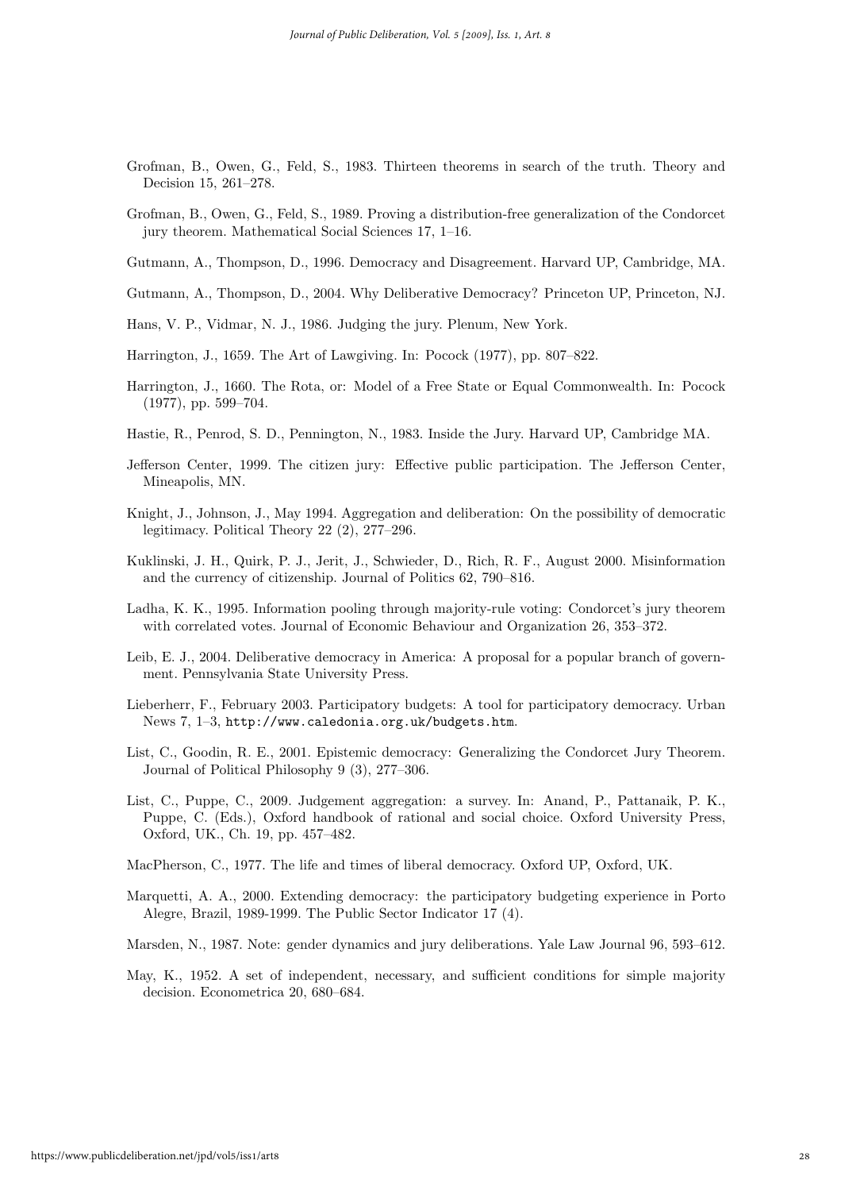Grofman, B., Owen, G., Feld, S., 1983. Thirteen theorems in search of the truth. Theory and Decision 15, 261–278.

Grofman, B., Owen, G., Feld, S., 1989. Proving a distribution-free generalization of the Condorcet jury theorem. Mathematical Social Sciences 17, 1–16.

Gutmann, A., Thompson, D., 1996. Democracy and Disagreement. Harvard UP, Cambridge, MA.

Gutmann, A., Thompson, D., 2004. Why Deliberative Democracy? Princeton UP, Princeton, NJ.

Hans, V. P., Vidmar, N. J., 1986. Judging the jury. Plenum, New York.

Harrington, J., 1659. The Art of Lawgiving. In: Pocock (1977), pp. 807–822.

Harrington, J., 1660. The Rota, or: Model of a Free State or Equal Commonwealth. In: Pocock (1977), pp. 599–704.

Hastie, R., Penrod, S. D., Pennington, N., 1983. Inside the Jury. Harvard UP, Cambridge MA.

Jefferson Center, 1999. The citizen jury: Effective public participation. The Jefferson Center, Mineapolis, MN.

Knight, J., Johnson, J., May 1994. Aggregation and deliberation: On the possibility of democratic legitimacy. Political Theory 22 (2), 277–296.

Kuklinski, J. H., Quirk, P. J., Jerit, J., Schwieder, D., Rich, R. F., August 2000. Misinformation and the currency of citizenship. Journal of Politics 62, 790–816.

Ladha, K. K., 1995. Information pooling through majority-rule voting: Condorcet's jury theorem with correlated votes. Journal of Economic Behaviour and Organization 26, 353–372.

Leib, E. J., 2004. Deliberative democracy in America: A proposal for a popular branch of government. Pennsylvania State University Press.

Lieberherr, F., February 2003. Participatory budgets: A tool for participatory democracy. Urban News 7, 1–3, http://www.caledonia.org.uk/budgets.htm.

List, C., Goodin, R. E., 2001. Epistemic democracy: Generalizing the Condorcet Jury Theorem. Journal of Political Philosophy 9 (3), 277–306.

List, C., Puppe, C., 2009. Judgement aggregation: a survey. In: Anand, P., Pattanaik, P. K., Puppe, C. (Eds.), Oxford handbook of rational and social choice. Oxford University Press, Oxford, UK., Ch. 19, pp. 457–482.

MacPherson, C., 1977. The life and times of liberal democracy. Oxford UP, Oxford, UK.

Marquetti, A. A., 2000. Extending democracy: the participatory budgeting experience in Porto Alegre, Brazil, 1989-1999. The Public Sector Indicator 17 (4).

Marsden, N., 1987. Note: gender dynamics and jury deliberations. Yale Law Journal 96, 593–612.

May, K., 1952. A set of independent, necessary, and sufficient conditions for simple majority decision. Econometrica 20, 680–684.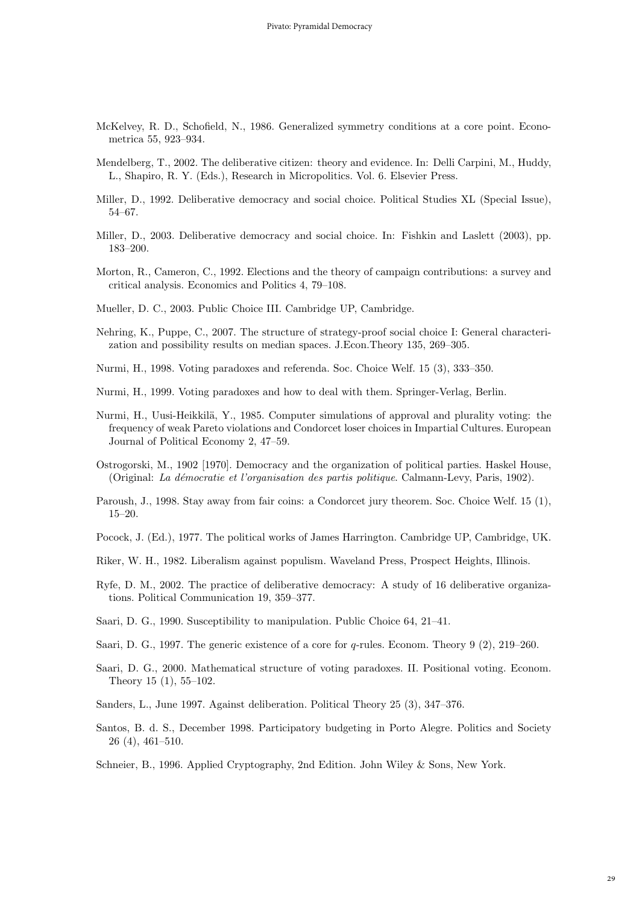McKelvey, R. D., Schofield, N., 1986. Generalized symmetry conditions at a core point. Econometrica 55, 923–934.

Mendelberg, T., 2002. The deliberative citizen: theory and evidence. In: Delli Carpini, M., Huddy, L., Shapiro, R. Y. (Eds.), Research in Micropolitics. Vol. 6. Elsevier Press.

Miller, D., 1992. Deliberative democracy and social choice. Political Studies XL (Special Issue), 54–67.

Miller, D., 2003. Deliberative democracy and social choice. In: Fishkin and Laslett (2003), pp. 183–200.

Morton, R., Cameron, C., 1992. Elections and the theory of campaign contributions: a survey and critical analysis. Economics and Politics 4, 79–108.

Mueller, D. C., 2003. Public Choice III. Cambridge UP, Cambridge.

Nehring, K., Puppe, C., 2007. The structure of strategy-proof social choice I: General characterization and possibility results on median spaces. J.Econ.Theory 135, 269–305.

Nurmi, H., 1998. Voting paradoxes and referenda. Soc. Choice Welf. 15 (3), 333–350.

Nurmi, H., 1999. Voting paradoxes and how to deal with them. Springer-Verlag, Berlin.

Nurmi, H., Uusi-Heikkilä, Y., 1985. Computer simulations of approval and plurality voting: the frequency of weak Pareto violations and Condorcet loser choices in Impartial Cultures. European Journal of Political Economy 2, 47–59.

Ostrogorski, M., 1902 [1970]. Democracy and the organization of political parties. Haskel House, (Original: *La démocratie et l'organisation des partis politique*. Calmann-Levy, Paris, 1902).

Paroush, J., 1998. Stay away from fair coins: a Condorcet jury theorem. Soc. Choice Welf. 15 (1), 15–20.

Pocock, J. (Ed.), 1977. The political works of James Harrington. Cambridge UP, Cambridge, UK.

Riker, W. H., 1982. Liberalism against populism. Waveland Press, Prospect Heights, Illinois.

Ryfe, D. M., 2002. The practice of deliberative democracy: A study of 16 deliberative organizations. Political Communication 19, 359–377.

Saari, D. G., 1990. Susceptibility to manipulation. Public Choice 64, 21–41.

Saari, D. G., 1997. The generic existence of a core for *q*-rules. Econom. Theory 9 (2), 219–260.

Saari, D. G., 2000. Mathematical structure of voting paradoxes. II. Positional voting. Econom. Theory 15 (1), 55–102.

Sanders, L., June 1997. Against deliberation. Political Theory 25 (3), 347–376.

Santos, B. d. S., December 1998. Participatory budgeting in Porto Alegre. Politics and Society 26 (4), 461–510.

Schneier, B., 1996. Applied Cryptography, 2nd Edition. John Wiley & Sons, New York.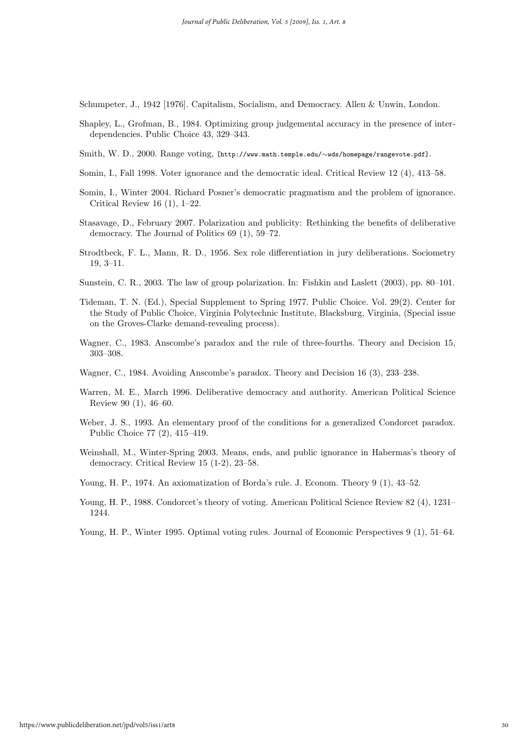Schumpeter, J., 1942 [1976]. Capitalism, Socialism, and Democracy. Allen & Unwin, London.

Shapley, L., Grofman, B., 1984. Optimizing group judgemental accuracy in the presence of interdependencies. Public Choice 43, 329–343.

Smith, W. D., 2000. Range voting, [http://www.math.temple.edu/~wds/homepage/rangevote.pdf].

Somin, I., Fall 1998. Voter ignorance and the democratic ideal. Critical Review 12 (4), 413–58.

Somin, I., Winter 2004. Richard Posner's democratic pragmatism and the problem of ignorance. Critical Review 16 (1), 1–22.

Stasavage, D., February 2007. Polarization and publicity: Rethinking the benefits of deliberative democracy. The Journal of Politics 69 (1), 59–72.

Strodtbeck, F. L., Mann, R. D., 1956. Sex role differentiation in jury deliberations. Sociometry 19, 3–11.

Sunstein, C. R., 2003. The law of group polarization. In: Fishkin and Laslett (2003), pp. 80–101.

Tideman, T. N. (Ed.), Special Supplement to Spring 1977. Public Choice. Vol. 29(2). Center for the Study of Public Choice, Virginia Polytechnic Institute, Blacksburg, Virginia, (Special issue on the Groves-Clarke demand-revealing process).

Wagner, C., 1983. Anscombe's paradox and the rule of three-fourths. Theory and Decision 15, 303–308.

Wagner, C., 1984. Avoiding Anscombe's paradox. Theory and Decision 16 (3), 233–238.

Warren, M. E., March 1996. Deliberative democracy and authority. American Political Science Review 90 (1), 46–60.

Weber, J. S., 1993. An elementary proof of the conditions for a generalized Condorcet paradox. Public Choice 77 (2), 415–419.

Weinshall, M., Winter-Spring 2003. Means, ends, and public ignorance in Habermas's theory of democracy. Critical Review 15 (1-2), 23–58.

Young, H. P., 1974. An axiomatization of Borda's rule. J. Econom. Theory 9 (1), 43–52.

Young, H. P., 1988. Condorcet's theory of voting. American Political Science Review 82 (4), 1231–1244.

Young, H. P., Winter 1995. Optimal voting rules. Journal of Economic Perspectives 9 (1), 51–64.